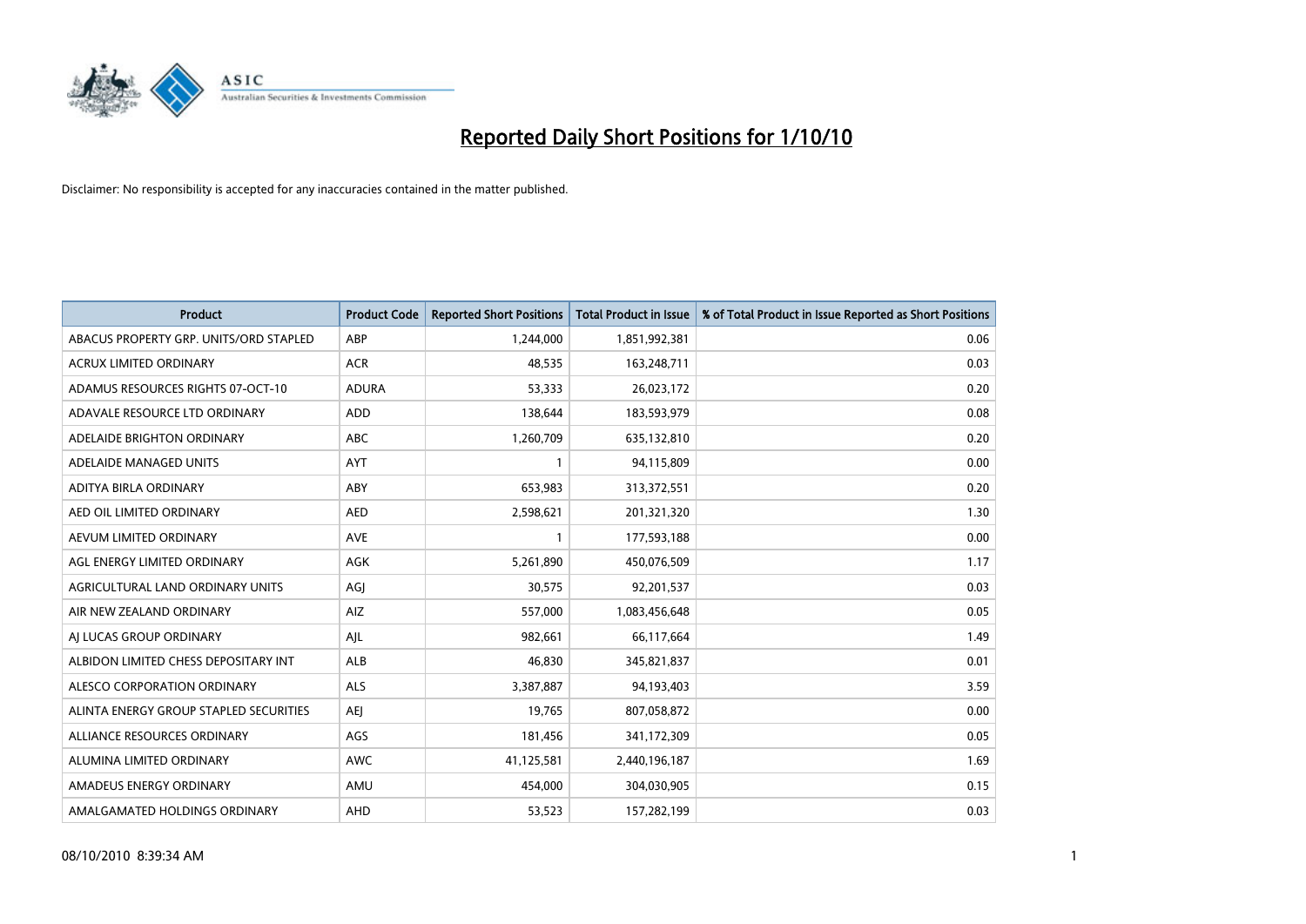# Reported Daily Short Positions for 1/10/10

Disclaimer: No responsibility is accepted for any inaccuracies contained in the matter published.

| Product | Product Code | Reported Short Positions | Total Product in Issue | % of Total Product in Issue Reported as Short Positions |
|---|---|---|---|---|
| ABACUS PROPERTY GRP. UNITS/ORD STAPLED | ABP | 1,244,000 | 1,851,992,381 | 0.06 |
| ACRUX LIMITED ORDINARY | ACR | 48,535 | 163,248,711 | 0.03 |
| ADAMUS RESOURCES RIGHTS 07-OCT-10 | ADURA | 53,333 | 26,023,172 | 0.20 |
| ADAVALE RESOURCE LTD ORDINARY | ADD | 138,644 | 183,593,979 | 0.08 |
| ADELAIDE BRIGHTON ORDINARY | ABC | 1,260,709 | 635,132,810 | 0.20 |
| ADELAIDE MANAGED UNITS | AYT | 1 | 94,115,809 | 0.00 |
| ADITYA BIRLA ORDINARY | ABY | 653,983 | 313,372,551 | 0.20 |
| AED OIL LIMITED ORDINARY | AED | 2,598,621 | 201,321,320 | 1.30 |
| AEVUM LIMITED ORDINARY | AVE | 1 | 177,593,188 | 0.00 |
| AGL ENERGY LIMITED ORDINARY | AGK | 5,261,890 | 450,076,509 | 1.17 |
| AGRICULTURAL LAND ORDINARY UNITS | AGJ | 30,575 | 92,201,537 | 0.03 |
| AIR NEW ZEALAND ORDINARY | AIZ | 557,000 | 1,083,456,648 | 0.05 |
| AJ LUCAS GROUP ORDINARY | AJL | 982,661 | 66,117,664 | 1.49 |
| ALBIDON LIMITED CHESS DEPOSITARY INT | ALB | 46,830 | 345,821,837 | 0.01 |
| ALESCO CORPORATION ORDINARY | ALS | 3,387,887 | 94,193,403 | 3.59 |
| ALINTA ENERGY GROUP STAPLED SECURITIES | AEJ | 19,765 | 807,058,872 | 0.00 |
| ALLIANCE RESOURCES ORDINARY | AGS | 181,456 | 341,172,309 | 0.05 |
| ALUMINA LIMITED ORDINARY | AWC | 41,125,581 | 2,440,196,187 | 1.69 |
| AMADEUS ENERGY ORDINARY | AMU | 454,000 | 304,030,905 | 0.15 |
| AMALGAMATED HOLDINGS ORDINARY | AHD | 53,523 | 157,282,199 | 0.03 |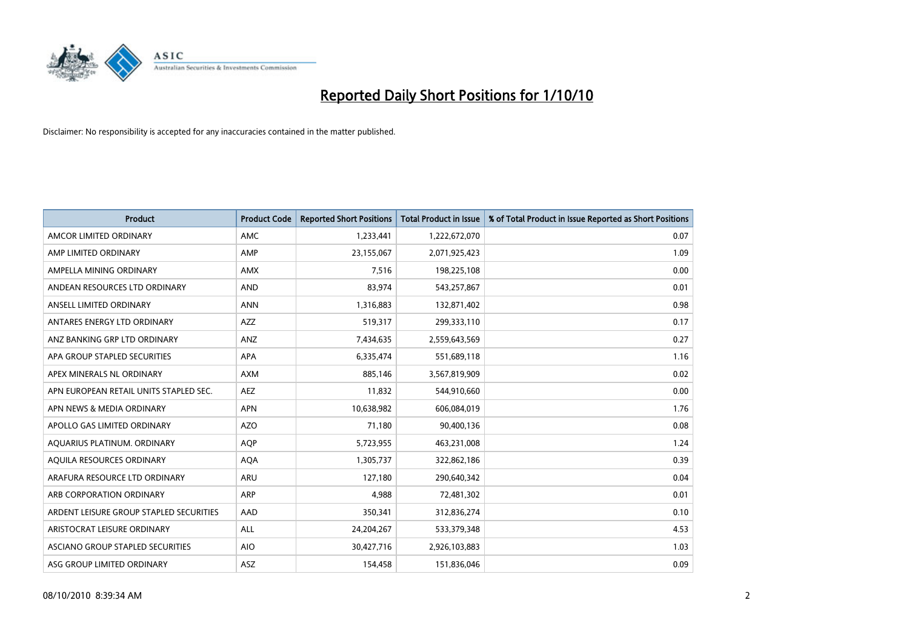# Reported Daily Short Positions for 1/10/10

Disclaimer: No responsibility is accepted for any inaccuracies contained in the matter published.

| Product | Product Code | Reported Short Positions | Total Product in Issue | % of Total Product in Issue Reported as Short Positions |
|---|---|---|---|---|
| AMCOR LIMITED ORDINARY | AMC | 1,233,441 | 1,222,672,070 | 0.07 |
| AMP LIMITED ORDINARY | AMP | 23,155,067 | 2,071,925,423 | 1.09 |
| AMPELLA MINING ORDINARY | AMX | 7,516 | 198,225,108 | 0.00 |
| ANDEAN RESOURCES LTD ORDINARY | AND | 83,974 | 543,257,867 | 0.01 |
| ANSELL LIMITED ORDINARY | ANN | 1,316,883 | 132,871,402 | 0.98 |
| ANTARES ENERGY LTD ORDINARY | AZZ | 519,317 | 299,333,110 | 0.17 |
| ANZ BANKING GRP LTD ORDINARY | ANZ | 7,434,635 | 2,559,643,569 | 0.27 |
| APA GROUP STAPLED SECURITIES | APA | 6,335,474 | 551,689,118 | 1.16 |
| APEX MINERALS NL ORDINARY | AXM | 885,146 | 3,567,819,909 | 0.02 |
| APN EUROPEAN RETAIL UNITS STAPLED SEC. | AEZ | 11,832 | 544,910,660 | 0.00 |
| APN NEWS & MEDIA ORDINARY | APN | 10,638,982 | 606,084,019 | 1.76 |
| APOLLO GAS LIMITED ORDINARY | AZO | 71,180 | 90,400,136 | 0.08 |
| AQUARIUS PLATINUM. ORDINARY | AQP | 5,723,955 | 463,231,008 | 1.24 |
| AQUILA RESOURCES ORDINARY | AQA | 1,305,737 | 322,862,186 | 0.39 |
| ARAFURA RESOURCE LTD ORDINARY | ARU | 127,180 | 290,640,342 | 0.04 |
| ARB CORPORATION ORDINARY | ARP | 4,988 | 72,481,302 | 0.01 |
| ARDENT LEISURE GROUP STAPLED SECURITIES | AAD | 350,341 | 312,836,274 | 0.10 |
| ARISTOCRAT LEISURE ORDINARY | ALL | 24,204,267 | 533,379,348 | 4.53 |
| ASCIANO GROUP STAPLED SECURITIES | AIO | 30,427,716 | 2,926,103,883 | 1.03 |
| ASG GROUP LIMITED ORDINARY | ASZ | 154,458 | 151,836,046 | 0.09 |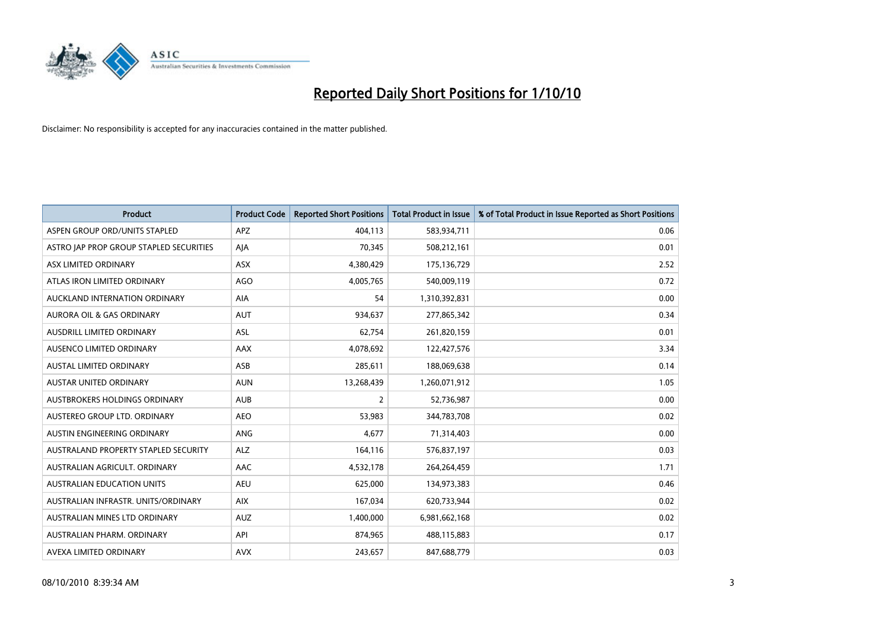# Reported Daily Short Positions for 1/10/10

Disclaimer: No responsibility is accepted for any inaccuracies contained in the matter published.

| Product | Product Code | Reported Short Positions | Total Product in Issue | % of Total Product in Issue Reported as Short Positions |
|---|---|---|---|---|
| ASPEN GROUP ORD/UNITS STAPLED | APZ | 404,113 | 583,934,711 | 0.06 |
| ASTRO JAP PROP GROUP STAPLED SECURITIES | AJA | 70,345 | 508,212,161 | 0.01 |
| ASX LIMITED ORDINARY | ASX | 4,380,429 | 175,136,729 | 2.52 |
| ATLAS IRON LIMITED ORDINARY | AGO | 4,005,765 | 540,009,119 | 0.72 |
| AUCKLAND INTERNATION ORDINARY | AIA | 54 | 1,310,392,831 | 0.00 |
| AURORA OIL & GAS ORDINARY | AUT | 934,637 | 277,865,342 | 0.34 |
| AUSDRILL LIMITED ORDINARY | ASL | 62,754 | 261,820,159 | 0.01 |
| AUSENCO LIMITED ORDINARY | AAX | 4,078,692 | 122,427,576 | 3.34 |
| AUSTAL LIMITED ORDINARY | ASB | 285,611 | 188,069,638 | 0.14 |
| AUSTAR UNITED ORDINARY | AUN | 13,268,439 | 1,260,071,912 | 1.05 |
| AUSTBROKERS HOLDINGS ORDINARY | AUB | 2 | 52,736,987 | 0.00 |
| AUSTEREO GROUP LTD. ORDINARY | AEO | 53,983 | 344,783,708 | 0.02 |
| AUSTIN ENGINEERING ORDINARY | ANG | 4,677 | 71,314,403 | 0.00 |
| AUSTRALAND PROPERTY STAPLED SECURITY | ALZ | 164,116 | 576,837,197 | 0.03 |
| AUSTRALIAN AGRICULT. ORDINARY | AAC | 4,532,178 | 264,264,459 | 1.71 |
| AUSTRALIAN EDUCATION UNITS | AEU | 625,000 | 134,973,383 | 0.46 |
| AUSTRALIAN INFRASTR. UNITS/ORDINARY | AIX | 167,034 | 620,733,944 | 0.02 |
| AUSTRALIAN MINES LTD ORDINARY | AUZ | 1,400,000 | 6,981,662,168 | 0.02 |
| AUSTRALIAN PHARM. ORDINARY | API | 874,965 | 488,115,883 | 0.17 |
| AVEXA LIMITED ORDINARY | AVX | 243,657 | 847,688,779 | 0.03 |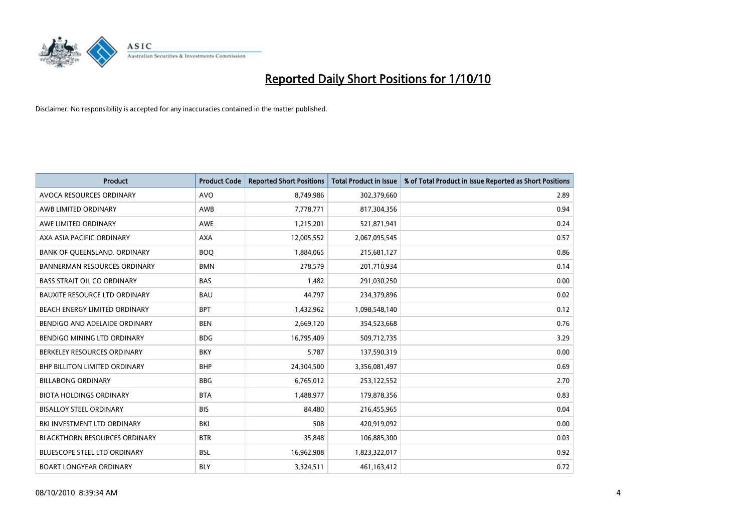# Reported Daily Short Positions for 1/10/10

Disclaimer: No responsibility is accepted for any inaccuracies contained in the matter published.

| Product | Product Code | Reported Short Positions | Total Product in Issue | % of Total Product in Issue Reported as Short Positions |
|---|---|---|---|---|
| AVOCA RESOURCES ORDINARY | AVO | 8,749,986 | 302,379,660 | 2.89 |
| AWB LIMITED ORDINARY | AWB | 7,778,771 | 817,304,356 | 0.94 |
| AWE LIMITED ORDINARY | AWE | 1,215,201 | 521,871,941 | 0.24 |
| AXA ASIA PACIFIC ORDINARY | AXA | 12,005,552 | 2,067,095,545 | 0.57 |
| BANK OF QUEENSLAND. ORDINARY | BOQ | 1,884,065 | 215,681,127 | 0.86 |
| BANNERMAN RESOURCES ORDINARY | BMN | 278,579 | 201,710,934 | 0.14 |
| BASS STRAIT OIL CO ORDINARY | BAS | 1,482 | 291,030,250 | 0.00 |
| BAUXITE RESOURCE LTD ORDINARY | BAU | 44,797 | 234,379,896 | 0.02 |
| BEACH ENERGY LIMITED ORDINARY | BPT | 1,432,962 | 1,098,548,140 | 0.12 |
| BENDIGO AND ADELAIDE ORDINARY | BEN | 2,669,120 | 354,523,668 | 0.76 |
| BENDIGO MINING LTD ORDINARY | BDG | 16,795,409 | 509,712,735 | 3.29 |
| BERKELEY RESOURCES ORDINARY | BKY | 5,787 | 137,590,319 | 0.00 |
| BHP BILLITON LIMITED ORDINARY | BHP | 24,304,500 | 3,356,081,497 | 0.69 |
| BILLABONG ORDINARY | BBG | 6,765,012 | 253,122,552 | 2.70 |
| BIOTA HOLDINGS ORDINARY | BTA | 1,488,977 | 179,878,356 | 0.83 |
| BISALLOY STEEL ORDINARY | BIS | 84,480 | 216,455,965 | 0.04 |
| BKI INVESTMENT LTD ORDINARY | BKI | 508 | 420,919,092 | 0.00 |
| BLACKTHORN RESOURCES ORDINARY | BTR | 35,848 | 106,885,300 | 0.03 |
| BLUESCOPE STEEL LTD ORDINARY | BSL | 16,962,908 | 1,823,322,017 | 0.92 |
| BOART LONGYEAR ORDINARY | BLY | 3,324,511 | 461,163,412 | 0.72 |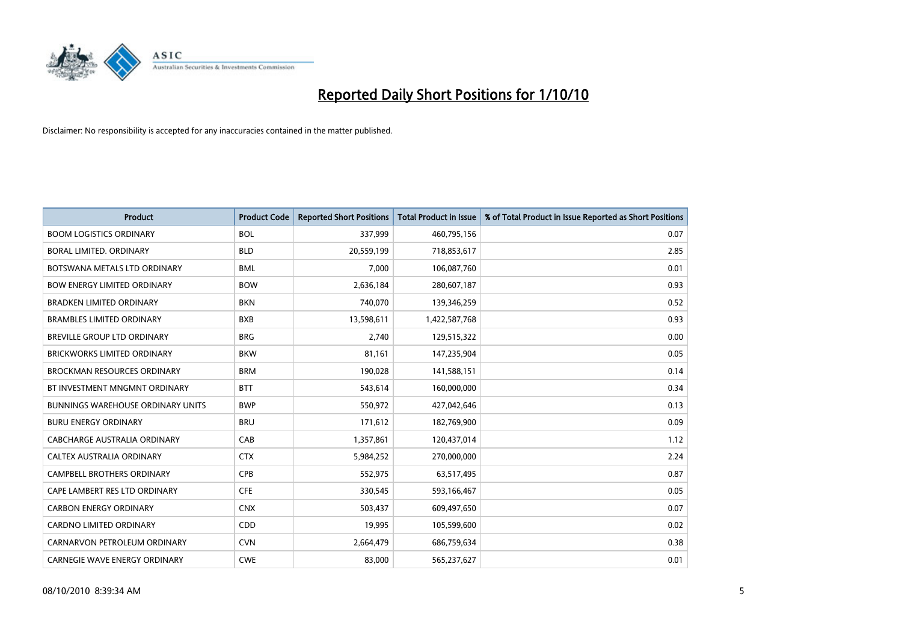# Reported Daily Short Positions for 1/10/10

Disclaimer: No responsibility is accepted for any inaccuracies contained in the matter published.

| Product | Product Code | Reported Short Positions | Total Product in Issue | % of Total Product in Issue Reported as Short Positions |
|---|---|---|---|---|
| BOOM LOGISTICS ORDINARY | BOL | 337,999 | 460,795,156 | 0.07 |
| BORAL LIMITED. ORDINARY | BLD | 20,559,199 | 718,853,617 | 2.85 |
| BOTSWANA METALS LTD ORDINARY | BML | 7,000 | 106,087,760 | 0.01 |
| BOW ENERGY LIMITED ORDINARY | BOW | 2,636,184 | 280,607,187 | 0.93 |
| BRADKEN LIMITED ORDINARY | BKN | 740,070 | 139,346,259 | 0.52 |
| BRAMBLES LIMITED ORDINARY | BXB | 13,598,611 | 1,422,587,768 | 0.93 |
| BREVILLE GROUP LTD ORDINARY | BRG | 2,740 | 129,515,322 | 0.00 |
| BRICKWORKS LIMITED ORDINARY | BKW | 81,161 | 147,235,904 | 0.05 |
| BROCKMAN RESOURCES ORDINARY | BRM | 190,028 | 141,588,151 | 0.14 |
| BT INVESTMENT MNGMNT ORDINARY | BTT | 543,614 | 160,000,000 | 0.34 |
| BUNNINGS WAREHOUSE ORDINARY UNITS | BWP | 550,972 | 427,042,646 | 0.13 |
| BURU ENERGY ORDINARY | BRU | 171,612 | 182,769,900 | 0.09 |
| CABCHARGE AUSTRALIA ORDINARY | CAB | 1,357,861 | 120,437,014 | 1.12 |
| CALTEX AUSTRALIA ORDINARY | CTX | 5,984,252 | 270,000,000 | 2.24 |
| CAMPBELL BROTHERS ORDINARY | CPB | 552,975 | 63,517,495 | 0.87 |
| CAPE LAMBERT RES LTD ORDINARY | CFE | 330,545 | 593,166,467 | 0.05 |
| CARBON ENERGY ORDINARY | CNX | 503,437 | 609,497,650 | 0.07 |
| CARDNO LIMITED ORDINARY | CDD | 19,995 | 105,599,600 | 0.02 |
| CARNARVON PETROLEUM ORDINARY | CVN | 2,664,479 | 686,759,634 | 0.38 |
| CARNEGIE WAVE ENERGY ORDINARY | CWE | 83,000 | 565,237,627 | 0.01 |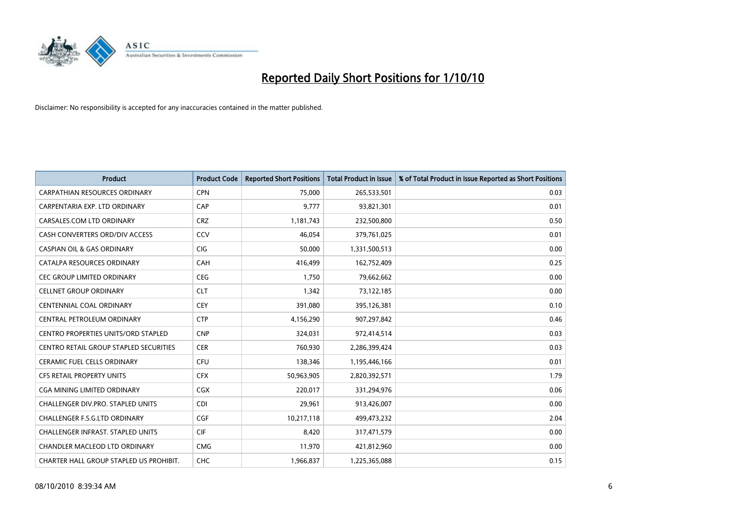# Reported Daily Short Positions for 1/10/10

Disclaimer: No responsibility is accepted for any inaccuracies contained in the matter published.

| Product | Product Code | Reported Short Positions | Total Product in Issue | % of Total Product in Issue Reported as Short Positions |
|---|---|---|---|---|
| CARPATHIAN RESOURCES ORDINARY | CPN | 75,000 | 265,533,501 | 0.03 |
| CARPENTARIA EXP. LTD ORDINARY | CAP | 9,777 | 93,821,301 | 0.01 |
| CARSALES.COM LTD ORDINARY | CRZ | 1,181,743 | 232,500,800 | 0.50 |
| CASH CONVERTERS ORD/DIV ACCESS | CCV | 46,054 | 379,761,025 | 0.01 |
| CASPIAN OIL & GAS ORDINARY | CIG | 50,000 | 1,331,500,513 | 0.00 |
| CATALPA RESOURCES ORDINARY | CAH | 416,499 | 162,752,409 | 0.25 |
| CEC GROUP LIMITED ORDINARY | CEG | 1,750 | 79,662,662 | 0.00 |
| CELLNET GROUP ORDINARY | CLT | 1,342 | 73,122,185 | 0.00 |
| CENTENNIAL COAL ORDINARY | CEY | 391,080 | 395,126,381 | 0.10 |
| CENTRAL PETROLEUM ORDINARY | CTP | 4,156,290 | 907,297,842 | 0.46 |
| CENTRO PROPERTIES UNITS/ORD STAPLED | CNP | 324,031 | 972,414,514 | 0.03 |
| CENTRO RETAIL GROUP STAPLED SECURITIES | CER | 760,930 | 2,286,399,424 | 0.03 |
| CERAMIC FUEL CELLS ORDINARY | CFU | 138,346 | 1,195,446,166 | 0.01 |
| CFS RETAIL PROPERTY UNITS | CFX | 50,963,905 | 2,820,392,571 | 1.79 |
| CGA MINING LIMITED ORDINARY | CGX | 220,017 | 331,294,976 | 0.06 |
| CHALLENGER DIV.PRO. STAPLED UNITS | CDI | 29,961 | 913,426,007 | 0.00 |
| CHALLENGER F.S.G.LTD ORDINARY | CGF | 10,217,118 | 499,473,232 | 2.04 |
| CHALLENGER INFRAST. STAPLED UNITS | CIF | 8,420 | 317,471,579 | 0.00 |
| CHANDLER MACLEOD LTD ORDINARY | CMG | 11,970 | 421,812,960 | 0.00 |
| CHARTER HALL GROUP STAPLED US PROHIBIT. | CHC | 1,966,837 | 1,225,365,088 | 0.15 |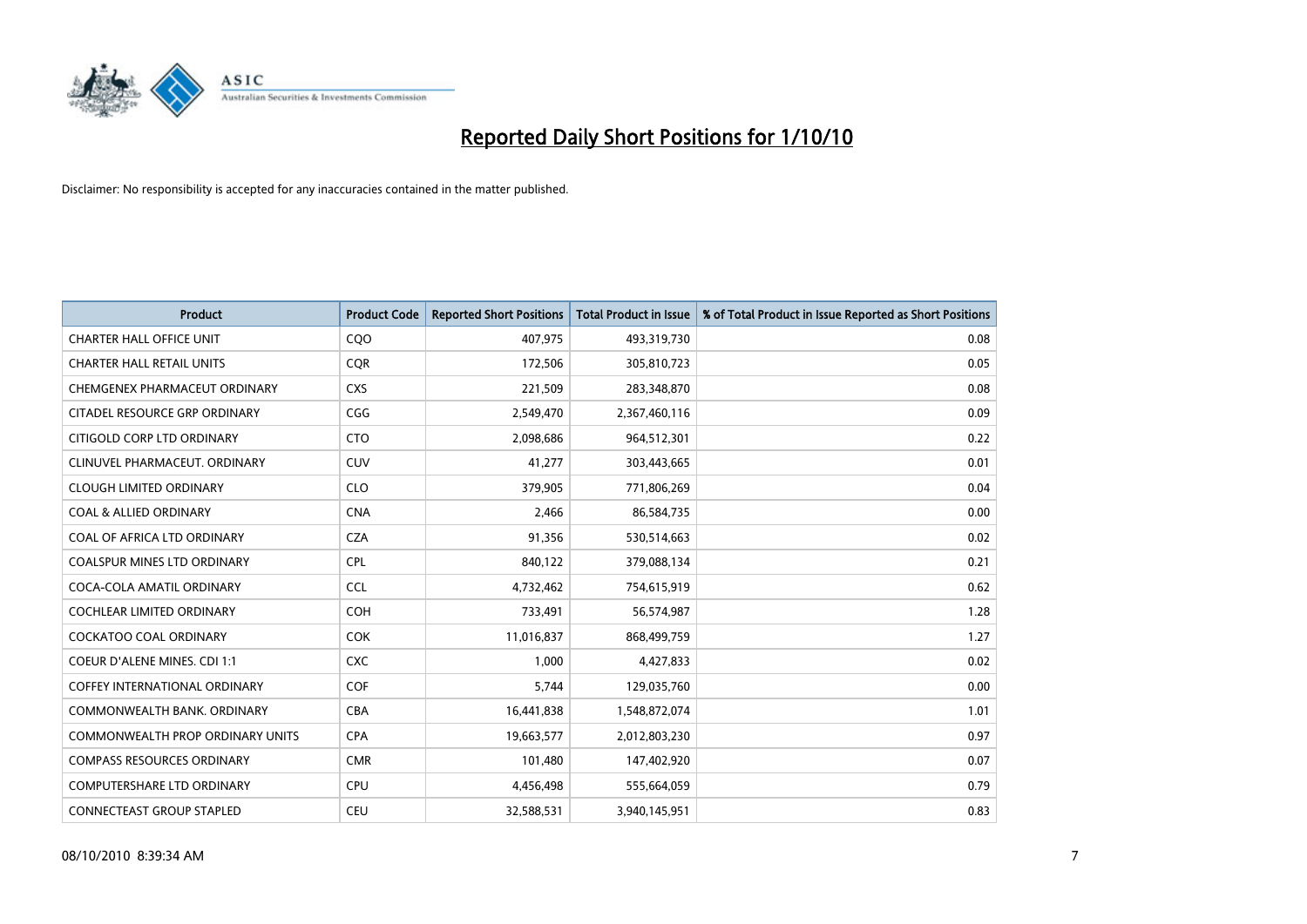# Reported Daily Short Positions for 1/10/10

Disclaimer: No responsibility is accepted for any inaccuracies contained in the matter published.

| Product | Product Code | Reported Short Positions | Total Product in Issue | % of Total Product in Issue Reported as Short Positions |
|---|---|---|---|---|
| CHARTER HALL OFFICE UNIT | CQO | 407,975 | 493,319,730 | 0.08 |
| CHARTER HALL RETAIL UNITS | CQR | 172,506 | 305,810,723 | 0.05 |
| CHEMGENEX PHARMACEUT ORDINARY | CXS | 221,509 | 283,348,870 | 0.08 |
| CITADEL RESOURCE GRP ORDINARY | CGG | 2,549,470 | 2,367,460,116 | 0.09 |
| CITIGOLD CORP LTD ORDINARY | CTO | 2,098,686 | 964,512,301 | 0.22 |
| CLINUVEL PHARMACEUT. ORDINARY | CUV | 41,277 | 303,443,665 | 0.01 |
| CLOUGH LIMITED ORDINARY | CLO | 379,905 | 771,806,269 | 0.04 |
| COAL & ALLIED ORDINARY | CNA | 2,466 | 86,584,735 | 0.00 |
| COAL OF AFRICA LTD ORDINARY | CZA | 91,356 | 530,514,663 | 0.02 |
| COALSPUR MINES LTD ORDINARY | CPL | 840,122 | 379,088,134 | 0.21 |
| COCA-COLA AMATIL ORDINARY | CCL | 4,732,462 | 754,615,919 | 0.62 |
| COCHLEAR LIMITED ORDINARY | COH | 733,491 | 56,574,987 | 1.28 |
| COCKATOO COAL ORDINARY | COK | 11,016,837 | 868,499,759 | 1.27 |
| COEUR D'ALENE MINES. CDI 1:1 | CXC | 1,000 | 4,427,833 | 0.02 |
| COFFEY INTERNATIONAL ORDINARY | COF | 5,744 | 129,035,760 | 0.00 |
| COMMONWEALTH BANK. ORDINARY | CBA | 16,441,838 | 1,548,872,074 | 1.01 |
| COMMONWEALTH PROP ORDINARY UNITS | CPA | 19,663,577 | 2,012,803,230 | 0.97 |
| COMPASS RESOURCES ORDINARY | CMR | 101,480 | 147,402,920 | 0.07 |
| COMPUTERSHARE LTD ORDINARY | CPU | 4,456,498 | 555,664,059 | 0.79 |
| CONNECTEAST GROUP STAPLED | CEU | 32,588,531 | 3,940,145,951 | 0.83 |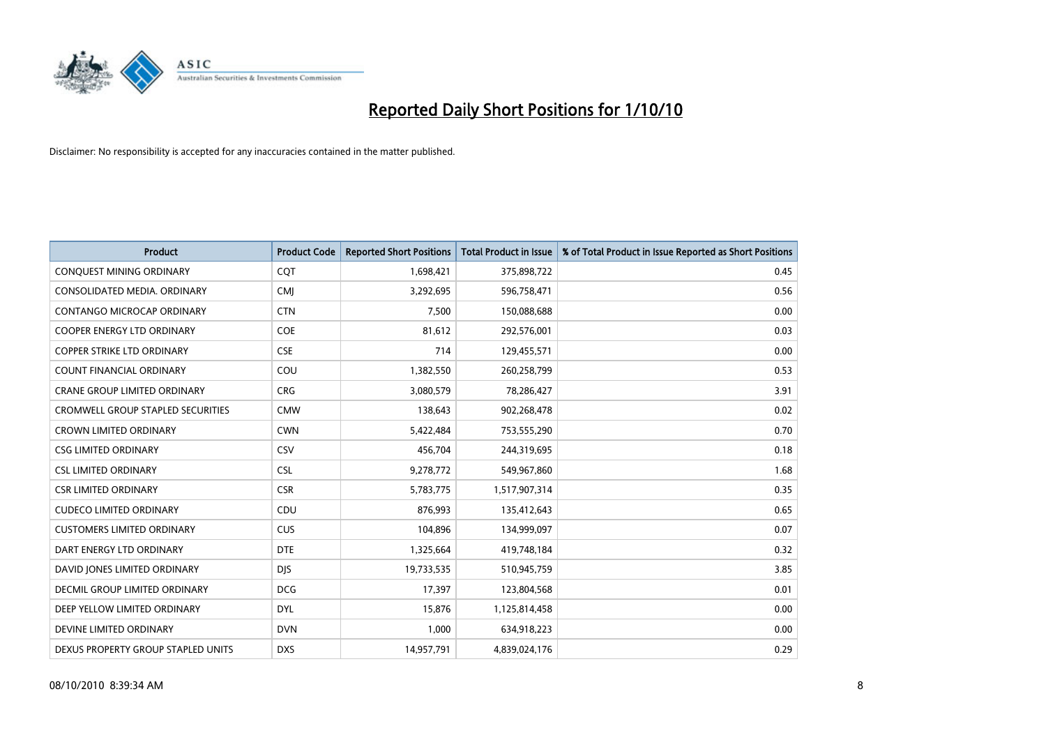# Reported Daily Short Positions for 1/10/10

Disclaimer: No responsibility is accepted for any inaccuracies contained in the matter published.

| Product | Product Code | Reported Short Positions | Total Product in Issue | % of Total Product in Issue Reported as Short Positions |
|---|---|---|---|---|
| CONQUEST MINING ORDINARY | CQT | 1,698,421 | 375,898,722 | 0.45 |
| CONSOLIDATED MEDIA. ORDINARY | CMJ | 3,292,695 | 596,758,471 | 0.56 |
| CONTANGO MICROCAP ORDINARY | CTN | 7,500 | 150,088,688 | 0.00 |
| COOPER ENERGY LTD ORDINARY | COE | 81,612 | 292,576,001 | 0.03 |
| COPPER STRIKE LTD ORDINARY | CSE | 714 | 129,455,571 | 0.00 |
| COUNT FINANCIAL ORDINARY | COU | 1,382,550 | 260,258,799 | 0.53 |
| CRANE GROUP LIMITED ORDINARY | CRG | 3,080,579 | 78,286,427 | 3.91 |
| CROMWELL GROUP STAPLED SECURITIES | CMW | 138,643 | 902,268,478 | 0.02 |
| CROWN LIMITED ORDINARY | CWN | 5,422,484 | 753,555,290 | 0.70 |
| CSG LIMITED ORDINARY | CSV | 456,704 | 244,319,695 | 0.18 |
| CSL LIMITED ORDINARY | CSL | 9,278,772 | 549,967,860 | 1.68 |
| CSR LIMITED ORDINARY | CSR | 5,783,775 | 1,517,907,314 | 0.35 |
| CUDECO LIMITED ORDINARY | CDU | 876,993 | 135,412,643 | 0.65 |
| CUSTOMERS LIMITED ORDINARY | CUS | 104,896 | 134,999,097 | 0.07 |
| DART ENERGY LTD ORDINARY | DTE | 1,325,664 | 419,748,184 | 0.32 |
| DAVID JONES LIMITED ORDINARY | DJS | 19,733,535 | 510,945,759 | 3.85 |
| DECMIL GROUP LIMITED ORDINARY | DCG | 17,397 | 123,804,568 | 0.01 |
| DEEP YELLOW LIMITED ORDINARY | DYL | 15,876 | 1,125,814,458 | 0.00 |
| DEVINE LIMITED ORDINARY | DVN | 1,000 | 634,918,223 | 0.00 |
| DEXUS PROPERTY GROUP STAPLED UNITS | DXS | 14,957,791 | 4,839,024,176 | 0.29 |

08/10/2010 8:39:34 AM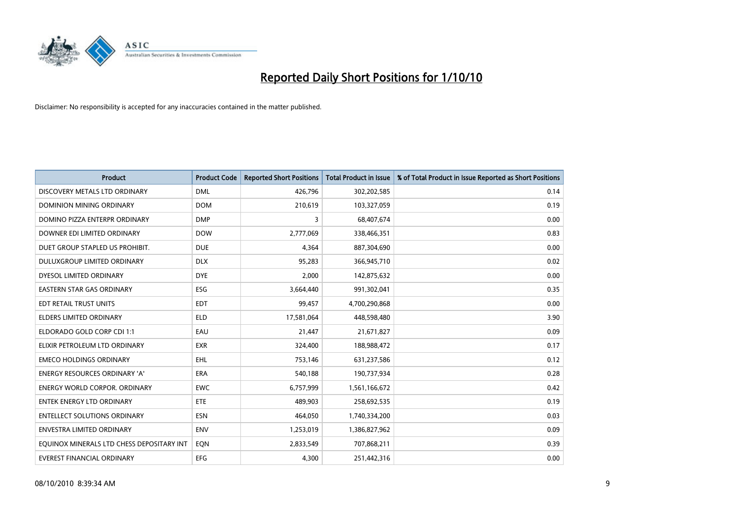# Reported Daily Short Positions for 1/10/10

Disclaimer: No responsibility is accepted for any inaccuracies contained in the matter published.

| Product | Product Code | Reported Short Positions | Total Product in Issue | % of Total Product in Issue Reported as Short Positions |
|---|---|---|---|---|
| DISCOVERY METALS LTD ORDINARY | DML | 426,796 | 302,202,585 | 0.14 |
| DOMINION MINING ORDINARY | DOM | 210,619 | 103,327,059 | 0.19 |
| DOMINO PIZZA ENTERPR ORDINARY | DMP | 3 | 68,407,674 | 0.00 |
| DOWNER EDI LIMITED ORDINARY | DOW | 2,777,069 | 338,466,351 | 0.83 |
| DUET GROUP STAPLED US PROHIBIT. | DUE | 4,364 | 887,304,690 | 0.00 |
| DULUXGROUP LIMITED ORDINARY | DLX | 95,283 | 366,945,710 | 0.02 |
| DYESOL LIMITED ORDINARY | DYE | 2,000 | 142,875,632 | 0.00 |
| EASTERN STAR GAS ORDINARY | ESG | 3,664,440 | 991,302,041 | 0.35 |
| EDT RETAIL TRUST UNITS | EDT | 99,457 | 4,700,290,868 | 0.00 |
| ELDERS LIMITED ORDINARY | ELD | 17,581,064 | 448,598,480 | 3.90 |
| ELDORADO GOLD CORP CDI 1:1 | EAU | 21,447 | 21,671,827 | 0.09 |
| ELIXIR PETROLEUM LTD ORDINARY | EXR | 324,400 | 188,988,472 | 0.17 |
| EMECO HOLDINGS ORDINARY | EHL | 753,146 | 631,237,586 | 0.12 |
| ENERGY RESOURCES ORDINARY 'A' | ERA | 540,188 | 190,737,934 | 0.28 |
| ENERGY WORLD CORPOR. ORDINARY | EWC | 6,757,999 | 1,561,166,672 | 0.42 |
| ENTEK ENERGY LTD ORDINARY | ETE | 489,903 | 258,692,535 | 0.19 |
| ENTELLECT SOLUTIONS ORDINARY | ESN | 464,050 | 1,740,334,200 | 0.03 |
| ENVESTRA LIMITED ORDINARY | ENV | 1,253,019 | 1,386,827,962 | 0.09 |
| EQUINOX MINERALS LTD CHESS DEPOSITARY INT | EQN | 2,833,549 | 707,868,211 | 0.39 |
| EVEREST FINANCIAL ORDINARY | EFG | 4,300 | 251,442,316 | 0.00 |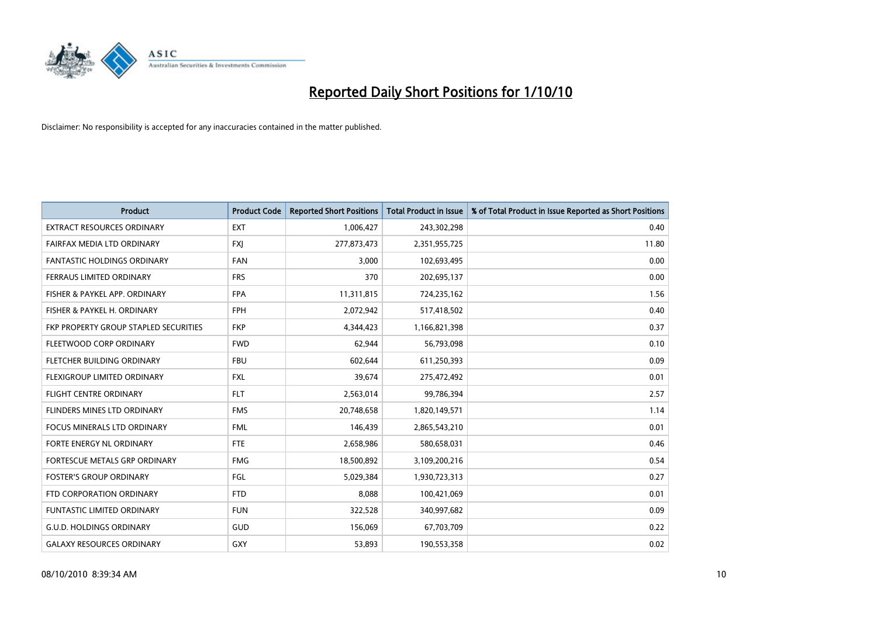# Reported Daily Short Positions for 1/10/10

Disclaimer: No responsibility is accepted for any inaccuracies contained in the matter published.

| Product | Product Code | Reported Short Positions | Total Product in Issue | % of Total Product in Issue Reported as Short Positions |
|---|---|---|---|---|
| EXTRACT RESOURCES ORDINARY | EXT | 1,006,427 | 243,302,298 | 0.40 |
| FAIRFAX MEDIA LTD ORDINARY | FXJ | 277,873,473 | 2,351,955,725 | 11.80 |
| FANTASTIC HOLDINGS ORDINARY | FAN | 3,000 | 102,693,495 | 0.00 |
| FERRAUS LIMITED ORDINARY | FRS | 370 | 202,695,137 | 0.00 |
| FISHER & PAYKEL APP. ORDINARY | FPA | 11,311,815 | 724,235,162 | 1.56 |
| FISHER & PAYKEL H. ORDINARY | FPH | 2,072,942 | 517,418,502 | 0.40 |
| FKP PROPERTY GROUP STAPLED SECURITIES | FKP | 4,344,423 | 1,166,821,398 | 0.37 |
| FLEETWOOD CORP ORDINARY | FWD | 62,944 | 56,793,098 | 0.10 |
| FLETCHER BUILDING ORDINARY | FBU | 602,644 | 611,250,393 | 0.09 |
| FLEXIGROUP LIMITED ORDINARY | FXL | 39,674 | 275,472,492 | 0.01 |
| FLIGHT CENTRE ORDINARY | FLT | 2,563,014 | 99,786,394 | 2.57 |
| FLINDERS MINES LTD ORDINARY | FMS | 20,748,658 | 1,820,149,571 | 1.14 |
| FOCUS MINERALS LTD ORDINARY | FML | 146,439 | 2,865,543,210 | 0.01 |
| FORTE ENERGY NL ORDINARY | FTE | 2,658,986 | 580,658,031 | 0.46 |
| FORTESCUE METALS GRP ORDINARY | FMG | 18,500,892 | 3,109,200,216 | 0.54 |
| FOSTER'S GROUP ORDINARY | FGL | 5,029,384 | 1,930,723,313 | 0.27 |
| FTD CORPORATION ORDINARY | FTD | 8,088 | 100,421,069 | 0.01 |
| FUNTASTIC LIMITED ORDINARY | FUN | 322,528 | 340,997,682 | 0.09 |
| G.U.D. HOLDINGS ORDINARY | GUD | 156,069 | 67,703,709 | 0.22 |
| GALAXY RESOURCES ORDINARY | GXY | 53,893 | 190,553,358 | 0.02 |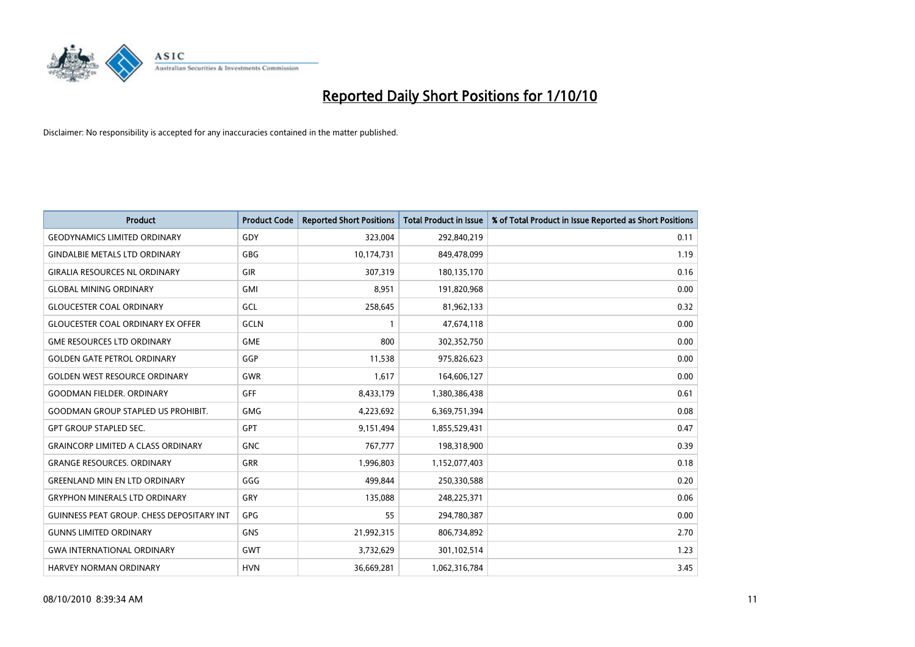# Reported Daily Short Positions for 1/10/10

Disclaimer: No responsibility is accepted for any inaccuracies contained in the matter published.

| Product | Product Code | Reported Short Positions | Total Product in Issue | % of Total Product in Issue Reported as Short Positions |
|---|---|---|---|---|
| GEODYNAMICS LIMITED ORDINARY | GDY | 323,004 | 292,840,219 | 0.11 |
| GINDALBIE METALS LTD ORDINARY | GBG | 10,174,731 | 849,478,099 | 1.19 |
| GIRALIA RESOURCES NL ORDINARY | GIR | 307,319 | 180,135,170 | 0.16 |
| GLOBAL MINING ORDINARY | GMI | 8,951 | 191,820,968 | 0.00 |
| GLOUCESTER COAL ORDINARY | GCL | 258,645 | 81,962,133 | 0.32 |
| GLOUCESTER COAL ORDINARY EX OFFER | GCLN | 1 | 47,674,118 | 0.00 |
| GME RESOURCES LTD ORDINARY | GME | 800 | 302,352,750 | 0.00 |
| GOLDEN GATE PETROL ORDINARY | GGP | 11,538 | 975,826,623 | 0.00 |
| GOLDEN WEST RESOURCE ORDINARY | GWR | 1,617 | 164,606,127 | 0.00 |
| GOODMAN FIELDER. ORDINARY | GFF | 8,433,179 | 1,380,386,438 | 0.61 |
| GOODMAN GROUP STAPLED US PROHIBIT. | GMG | 4,223,692 | 6,369,751,394 | 0.08 |
| GPT GROUP STAPLED SEC. | GPT | 9,151,494 | 1,855,529,431 | 0.47 |
| GRAINCORP LIMITED A CLASS ORDINARY | GNC | 767,777 | 198,318,900 | 0.39 |
| GRANGE RESOURCES. ORDINARY | GRR | 1,996,803 | 1,152,077,403 | 0.18 |
| GREENLAND MIN EN LTD ORDINARY | GGG | 499,844 | 250,330,588 | 0.20 |
| GRYPHON MINERALS LTD ORDINARY | GRY | 135,088 | 248,225,371 | 0.06 |
| GUINNESS PEAT GROUP. CHESS DEPOSITARY INT | GPG | 55 | 294,780,387 | 0.00 |
| GUNNS LIMITED ORDINARY | GNS | 21,992,315 | 806,734,892 | 2.70 |
| GWA INTERNATIONAL ORDINARY | GWT | 3,732,629 | 301,102,514 | 1.23 |
| HARVEY NORMAN ORDINARY | HVN | 36,669,281 | 1,062,316,784 | 3.45 |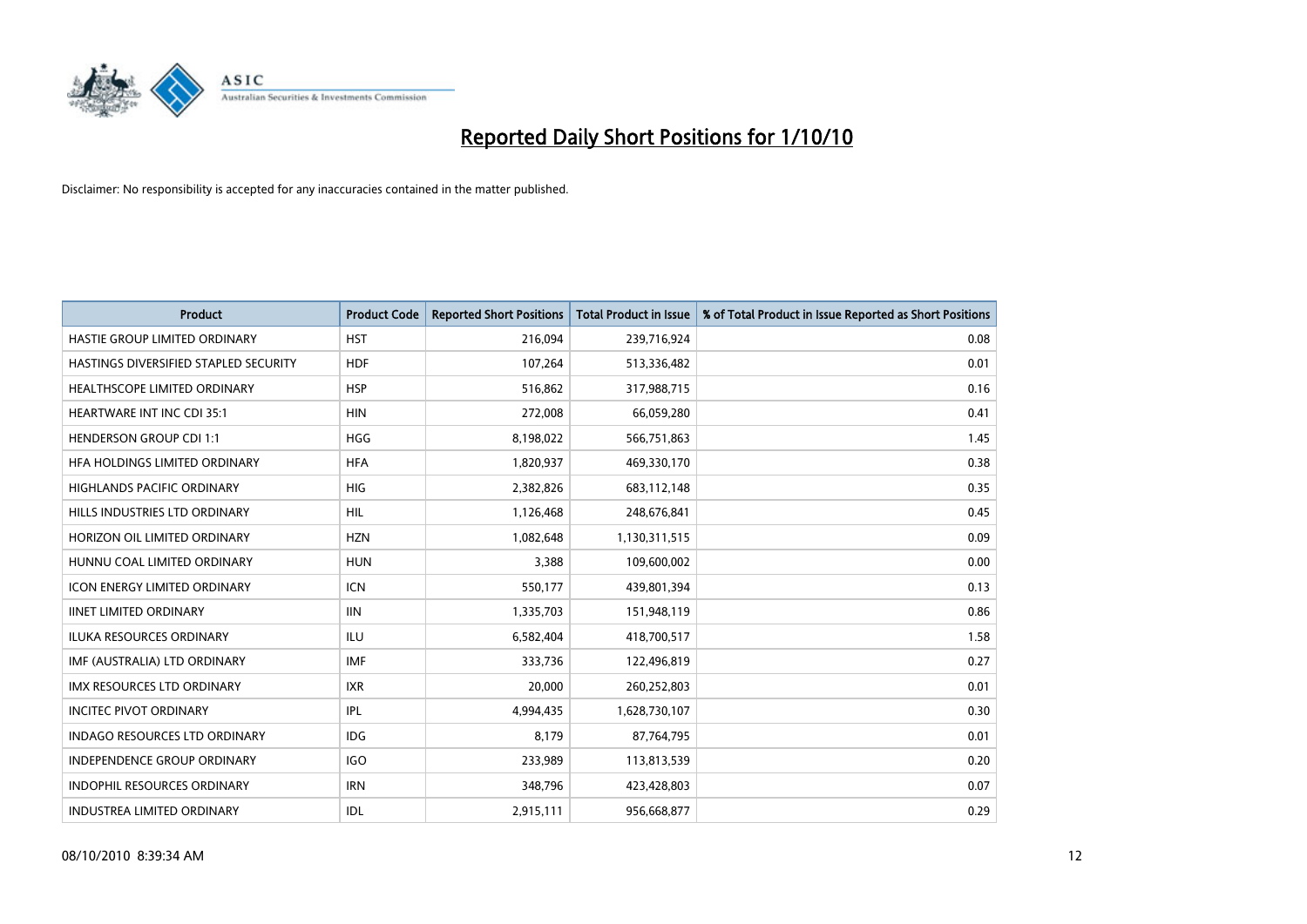# Reported Daily Short Positions for 1/10/10

Disclaimer: No responsibility is accepted for any inaccuracies contained in the matter published.

| Product | Product Code | Reported Short Positions | Total Product in Issue | % of Total Product in Issue Reported as Short Positions |
|---|---|---|---|---|
| HASTIE GROUP LIMITED ORDINARY | HST | 216,094 | 239,716,924 | 0.08 |
| HASTINGS DIVERSIFIED STAPLED SECURITY | HDF | 107,264 | 513,336,482 | 0.01 |
| HEALTHSCOPE LIMITED ORDINARY | HSP | 516,862 | 317,988,715 | 0.16 |
| HEARTWARE INT INC CDI 35:1 | HIN | 272,008 | 66,059,280 | 0.41 |
| HENDERSON GROUP CDI 1:1 | HGG | 8,198,022 | 566,751,863 | 1.45 |
| HFA HOLDINGS LIMITED ORDINARY | HFA | 1,820,937 | 469,330,170 | 0.38 |
| HIGHLANDS PACIFIC ORDINARY | HIG | 2,382,826 | 683,112,148 | 0.35 |
| HILLS INDUSTRIES LTD ORDINARY | HIL | 1,126,468 | 248,676,841 | 0.45 |
| HORIZON OIL LIMITED ORDINARY | HZN | 1,082,648 | 1,130,311,515 | 0.09 |
| HUNNU COAL LIMITED ORDINARY | HUN | 3,388 | 109,600,002 | 0.00 |
| ICON ENERGY LIMITED ORDINARY | ICN | 550,177 | 439,801,394 | 0.13 |
| IINET LIMITED ORDINARY | IIN | 1,335,703 | 151,948,119 | 0.86 |
| ILUKA RESOURCES ORDINARY | ILU | 6,582,404 | 418,700,517 | 1.58 |
| IMF (AUSTRALIA) LTD ORDINARY | IMF | 333,736 | 122,496,819 | 0.27 |
| IMX RESOURCES LTD ORDINARY | IXR | 20,000 | 260,252,803 | 0.01 |
| INCITEC PIVOT ORDINARY | IPL | 4,994,435 | 1,628,730,107 | 0.30 |
| INDAGO RESOURCES LTD ORDINARY | IDG | 8,179 | 87,764,795 | 0.01 |
| INDEPENDENCE GROUP ORDINARY | IGO | 233,989 | 113,813,539 | 0.20 |
| INDOPHIL RESOURCES ORDINARY | IRN | 348,796 | 423,428,803 | 0.07 |
| INDUSTREA LIMITED ORDINARY | IDL | 2,915,111 | 956,668,877 | 0.29 |

08/10/2010 8:39:34 AM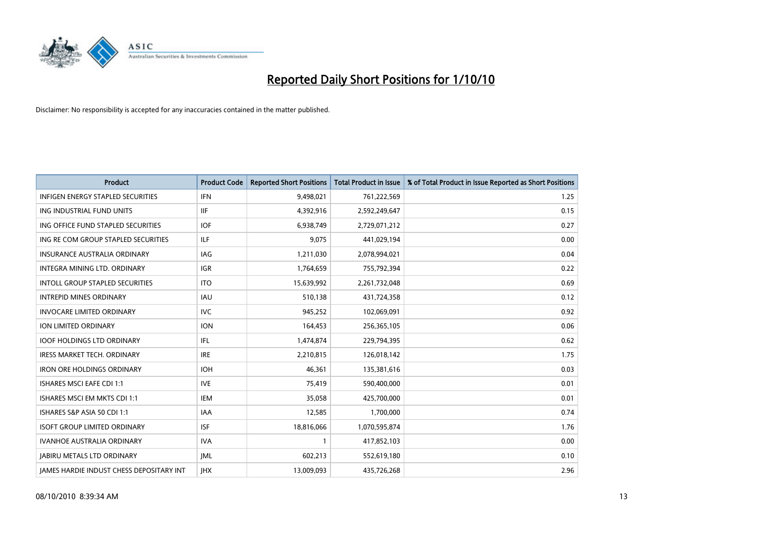# Reported Daily Short Positions for 1/10/10

Disclaimer: No responsibility is accepted for any inaccuracies contained in the matter published.

| Product | Product Code | Reported Short Positions | Total Product in Issue | % of Total Product in Issue Reported as Short Positions |
|---|---|---|---|---|
| INFIGEN ENERGY STAPLED SECURITIES | IFN | 9,498,021 | 761,222,569 | 1.25 |
| ING INDUSTRIAL FUND UNITS | IIF | 4,392,916 | 2,592,249,647 | 0.15 |
| ING OFFICE FUND STAPLED SECURITIES | IOF | 6,938,749 | 2,729,071,212 | 0.27 |
| ING RE COM GROUP STAPLED SECURITIES | ILF | 9,075 | 441,029,194 | 0.00 |
| INSURANCE AUSTRALIA ORDINARY | IAG | 1,211,030 | 2,078,994,021 | 0.04 |
| INTEGRA MINING LTD. ORDINARY | IGR | 1,764,659 | 755,792,394 | 0.22 |
| INTOLL GROUP STAPLED SECURITIES | ITO | 15,639,992 | 2,261,732,048 | 0.69 |
| INTREPID MINES ORDINARY | IAU | 510,138 | 431,724,358 | 0.12 |
| INVOCARE LIMITED ORDINARY | IVC | 945,252 | 102,069,091 | 0.92 |
| ION LIMITED ORDINARY | ION | 164,453 | 256,365,105 | 0.06 |
| IOOF HOLDINGS LTD ORDINARY | IFL | 1,474,874 | 229,794,395 | 0.62 |
| IRESS MARKET TECH. ORDINARY | IRE | 2,210,815 | 126,018,142 | 1.75 |
| IRON ORE HOLDINGS ORDINARY | IOH | 46,361 | 135,381,616 | 0.03 |
| ISHARES MSCI EAFE CDI 1:1 | IVE | 75,419 | 590,400,000 | 0.01 |
| ISHARES MSCI EM MKTS CDI 1:1 | IEM | 35,058 | 425,700,000 | 0.01 |
| ISHARES S&P ASIA 50 CDI 1:1 | IAA | 12,585 | 1,700,000 | 0.74 |
| ISOFT GROUP LIMITED ORDINARY | ISF | 18,816,066 | 1,070,595,874 | 1.76 |
| IVANHOE AUSTRALIA ORDINARY | IVA | 1 | 417,852,103 | 0.00 |
| JABIRU METALS LTD ORDINARY | JML | 602,213 | 552,619,180 | 0.10 |
| JAMES HARDIE INDUST CHESS DEPOSITARY INT | JHX | 13,009,093 | 435,726,268 | 2.96 |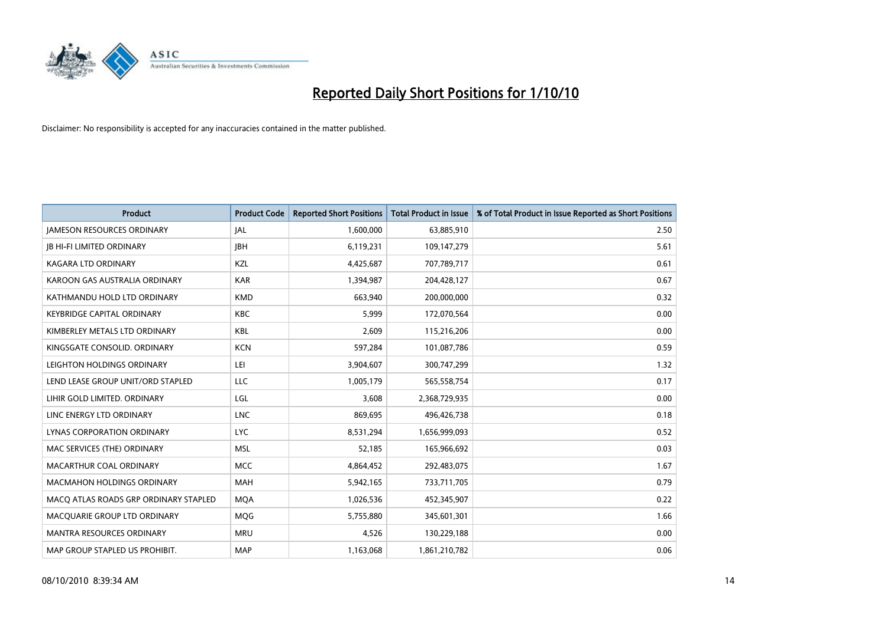# Reported Daily Short Positions for 1/10/10

Disclaimer: No responsibility is accepted for any inaccuracies contained in the matter published.

| Product | Product Code | Reported Short Positions | Total Product in Issue | % of Total Product in Issue Reported as Short Positions |
|---|---|---|---|---|
| JAMESON RESOURCES ORDINARY | JAL | 1,600,000 | 63,885,910 | 2.50 |
| JB HI-FI LIMITED ORDINARY | JBH | 6,119,231 | 109,147,279 | 5.61 |
| KAGARA LTD ORDINARY | KZL | 4,425,687 | 707,789,717 | 0.61 |
| KAROON GAS AUSTRALIA ORDINARY | KAR | 1,394,987 | 204,428,127 | 0.67 |
| KATHMANDU HOLD LTD ORDINARY | KMD | 663,940 | 200,000,000 | 0.32 |
| KEYBRIDGE CAPITAL ORDINARY | KBC | 5,999 | 172,070,564 | 0.00 |
| KIMBERLEY METALS LTD ORDINARY | KBL | 2,609 | 115,216,206 | 0.00 |
| KINGSGATE CONSOLID. ORDINARY | KCN | 597,284 | 101,087,786 | 0.59 |
| LEIGHTON HOLDINGS ORDINARY | LEI | 3,904,607 | 300,747,299 | 1.32 |
| LEND LEASE GROUP UNIT/ORD STAPLED | LLC | 1,005,179 | 565,558,754 | 0.17 |
| LIHIR GOLD LIMITED. ORDINARY | LGL | 3,608 | 2,368,729,935 | 0.00 |
| LINC ENERGY LTD ORDINARY | LNC | 869,695 | 496,426,738 | 0.18 |
| LYNAS CORPORATION ORDINARY | LYC | 8,531,294 | 1,656,999,093 | 0.52 |
| MAC SERVICES (THE) ORDINARY | MSL | 52,185 | 165,966,692 | 0.03 |
| MACARTHUR COAL ORDINARY | MCC | 4,864,452 | 292,483,075 | 1.67 |
| MACMAHON HOLDINGS ORDINARY | MAH | 5,942,165 | 733,711,705 | 0.79 |
| MACQ ATLAS ROADS GRP ORDINARY STAPLED | MQA | 1,026,536 | 452,345,907 | 0.22 |
| MACQUARIE GROUP LTD ORDINARY | MQG | 5,755,880 | 345,601,301 | 1.66 |
| MANTRA RESOURCES ORDINARY | MRU | 4,526 | 130,229,188 | 0.00 |
| MAP GROUP STAPLED US PROHIBIT. | MAP | 1,163,068 | 1,861,210,782 | 0.06 |

08/10/2010 8:39:34 AM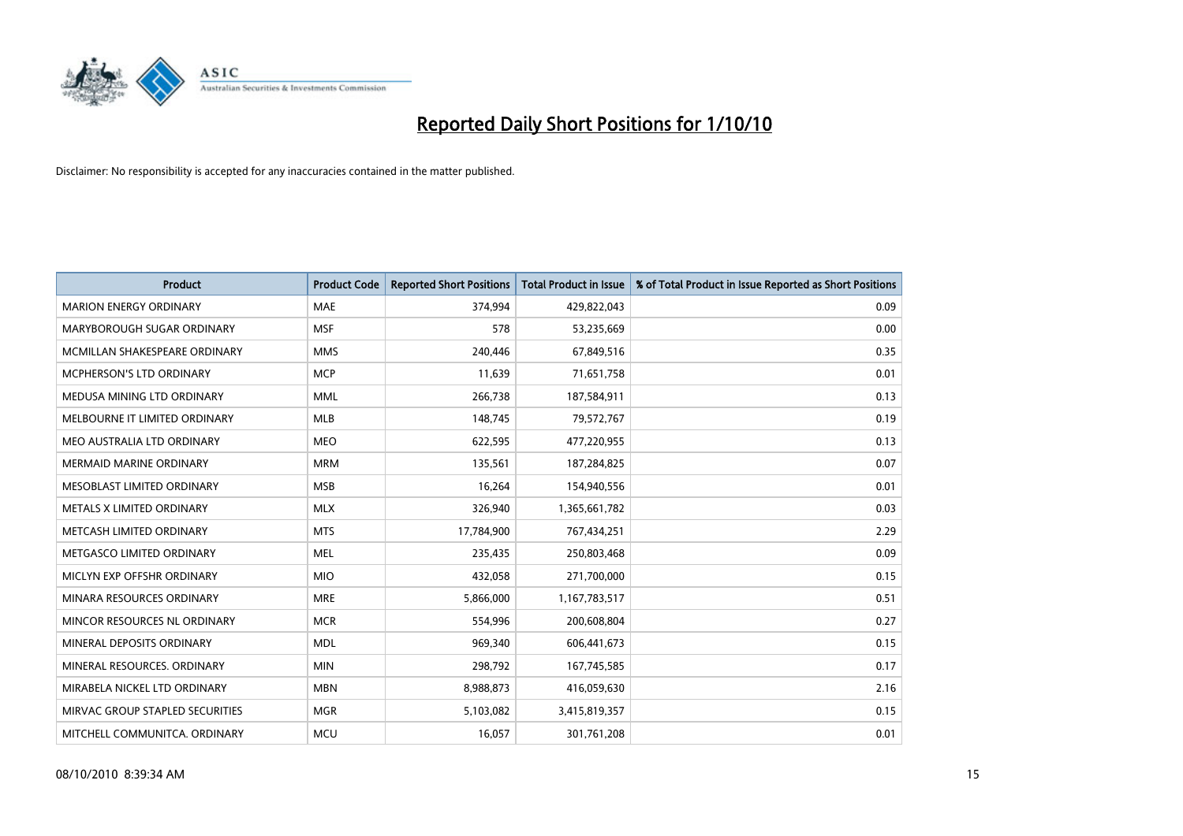# Reported Daily Short Positions for 1/10/10

Disclaimer: No responsibility is accepted for any inaccuracies contained in the matter published.

| Product | Product Code | Reported Short Positions | Total Product in Issue | % of Total Product in Issue Reported as Short Positions |
|---|---|---|---|---|
| MARION ENERGY ORDINARY | MAE | 374,994 | 429,822,043 | 0.09 |
| MARYBOROUGH SUGAR ORDINARY | MSF | 578 | 53,235,669 | 0.00 |
| MCMILLAN SHAKESPEARE ORDINARY | MMS | 240,446 | 67,849,516 | 0.35 |
| MCPHERSON'S LTD ORDINARY | MCP | 11,639 | 71,651,758 | 0.01 |
| MEDUSA MINING LTD ORDINARY | MML | 266,738 | 187,584,911 | 0.13 |
| MELBOURNE IT LIMITED ORDINARY | MLB | 148,745 | 79,572,767 | 0.19 |
| MEO AUSTRALIA LTD ORDINARY | MEO | 622,595 | 477,220,955 | 0.13 |
| MERMAID MARINE ORDINARY | MRM | 135,561 | 187,284,825 | 0.07 |
| MESOBLAST LIMITED ORDINARY | MSB | 16,264 | 154,940,556 | 0.01 |
| METALS X LIMITED ORDINARY | MLX | 326,940 | 1,365,661,782 | 0.03 |
| METCASH LIMITED ORDINARY | MTS | 17,784,900 | 767,434,251 | 2.29 |
| METGASCO LIMITED ORDINARY | MEL | 235,435 | 250,803,468 | 0.09 |
| MICLYN EXP OFFSHR ORDINARY | MIO | 432,058 | 271,700,000 | 0.15 |
| MINARA RESOURCES ORDINARY | MRE | 5,866,000 | 1,167,783,517 | 0.51 |
| MINCOR RESOURCES NL ORDINARY | MCR | 554,996 | 200,608,804 | 0.27 |
| MINERAL DEPOSITS ORDINARY | MDL | 969,340 | 606,441,673 | 0.15 |
| MINERAL RESOURCES. ORDINARY | MIN | 298,792 | 167,745,585 | 0.17 |
| MIRABELA NICKEL LTD ORDINARY | MBN | 8,988,873 | 416,059,630 | 2.16 |
| MIRVAC GROUP STAPLED SECURITIES | MGR | 5,103,082 | 3,415,819,357 | 0.15 |
| MITCHELL COMMUNITCA. ORDINARY | MCU | 16,057 | 301,761,208 | 0.01 |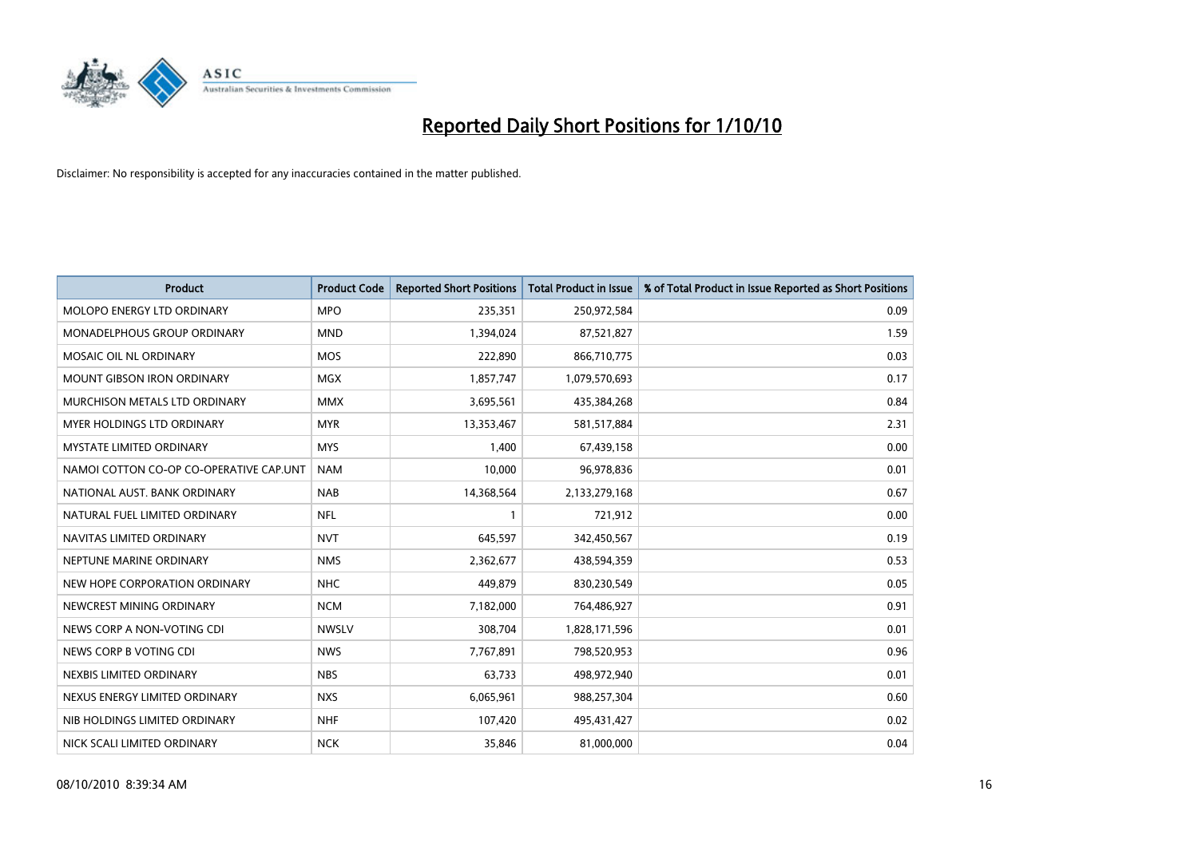# Reported Daily Short Positions for 1/10/10

Disclaimer: No responsibility is accepted for any inaccuracies contained in the matter published.

| Product | Product Code | Reported Short Positions | Total Product in Issue | % of Total Product in Issue Reported as Short Positions |
|---|---|---|---|---|
| MOLOPO ENERGY LTD ORDINARY | MPO | 235,351 | 250,972,584 | 0.09 |
| MONADELPHOUS GROUP ORDINARY | MND | 1,394,024 | 87,521,827 | 1.59 |
| MOSAIC OIL NL ORDINARY | MOS | 222,890 | 866,710,775 | 0.03 |
| MOUNT GIBSON IRON ORDINARY | MGX | 1,857,747 | 1,079,570,693 | 0.17 |
| MURCHISON METALS LTD ORDINARY | MMX | 3,695,561 | 435,384,268 | 0.84 |
| MYER HOLDINGS LTD ORDINARY | MYR | 13,353,467 | 581,517,884 | 2.31 |
| MYSTATE LIMITED ORDINARY | MYS | 1,400 | 67,439,158 | 0.00 |
| NAMOI COTTON CO-OP CO-OPERATIVE CAP.UNT | NAM | 10,000 | 96,978,836 | 0.01 |
| NATIONAL AUST. BANK ORDINARY | NAB | 14,368,564 | 2,133,279,168 | 0.67 |
| NATURAL FUEL LIMITED ORDINARY | NFL | 1 | 721,912 | 0.00 |
| NAVITAS LIMITED ORDINARY | NVT | 645,597 | 342,450,567 | 0.19 |
| NEPTUNE MARINE ORDINARY | NMS | 2,362,677 | 438,594,359 | 0.53 |
| NEW HOPE CORPORATION ORDINARY | NHC | 449,879 | 830,230,549 | 0.05 |
| NEWCREST MINING ORDINARY | NCM | 7,182,000 | 764,486,927 | 0.91 |
| NEWS CORP A NON-VOTING CDI | NWSLV | 308,704 | 1,828,171,596 | 0.01 |
| NEWS CORP B VOTING CDI | NWS | 7,767,891 | 798,520,953 | 0.96 |
| NEXBIS LIMITED ORDINARY | NBS | 63,733 | 498,972,940 | 0.01 |
| NEXUS ENERGY LIMITED ORDINARY | NXS | 6,065,961 | 988,257,304 | 0.60 |
| NIB HOLDINGS LIMITED ORDINARY | NHF | 107,420 | 495,431,427 | 0.02 |
| NICK SCALI LIMITED ORDINARY | NCK | 35,846 | 81,000,000 | 0.04 |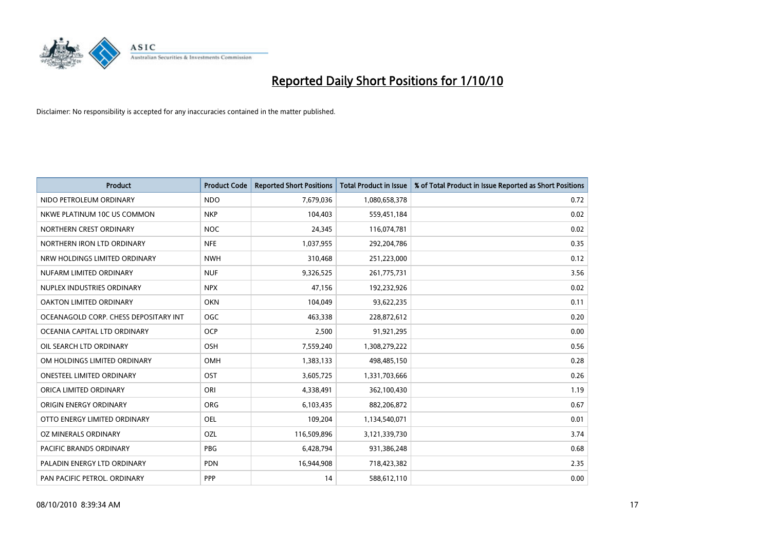# Reported Daily Short Positions for 1/10/10

Disclaimer: No responsibility is accepted for any inaccuracies contained in the matter published.

| Product | Product Code | Reported Short Positions | Total Product in Issue | % of Total Product in Issue Reported as Short Positions |
|---|---|---|---|---|
| NIDO PETROLEUM ORDINARY | NDO | 7,679,036 | 1,080,658,378 | 0.72 |
| NKWE PLATINUM 10C US COMMON | NKP | 104,403 | 559,451,184 | 0.02 |
| NORTHERN CREST ORDINARY | NOC | 24,345 | 116,074,781 | 0.02 |
| NORTHERN IRON LTD ORDINARY | NFE | 1,037,955 | 292,204,786 | 0.35 |
| NRW HOLDINGS LIMITED ORDINARY | NWH | 310,468 | 251,223,000 | 0.12 |
| NUFARM LIMITED ORDINARY | NUF | 9,326,525 | 261,775,731 | 3.56 |
| NUPLEX INDUSTRIES ORDINARY | NPX | 47,156 | 192,232,926 | 0.02 |
| OAKTON LIMITED ORDINARY | OKN | 104,049 | 93,622,235 | 0.11 |
| OCEANAGOLD CORP. CHESS DEPOSITARY INT | OGC | 463,338 | 228,872,612 | 0.20 |
| OCEANIA CAPITAL LTD ORDINARY | OCP | 2,500 | 91,921,295 | 0.00 |
| OIL SEARCH LTD ORDINARY | OSH | 7,559,240 | 1,308,279,222 | 0.56 |
| OM HOLDINGS LIMITED ORDINARY | OMH | 1,383,133 | 498,485,150 | 0.28 |
| ONESTEEL LIMITED ORDINARY | OST | 3,605,725 | 1,331,703,666 | 0.26 |
| ORICA LIMITED ORDINARY | ORI | 4,338,491 | 362,100,430 | 1.19 |
| ORIGIN ENERGY ORDINARY | ORG | 6,103,435 | 882,206,872 | 0.67 |
| OTTO ENERGY LIMITED ORDINARY | OEL | 109,204 | 1,134,540,071 | 0.01 |
| OZ MINERALS ORDINARY | OZL | 116,509,896 | 3,121,339,730 | 3.74 |
| PACIFIC BRANDS ORDINARY | PBG | 6,428,794 | 931,386,248 | 0.68 |
| PALADIN ENERGY LTD ORDINARY | PDN | 16,944,908 | 718,423,382 | 2.35 |
| PAN PACIFIC PETROL. ORDINARY | PPP | 14 | 588,612,110 | 0.00 |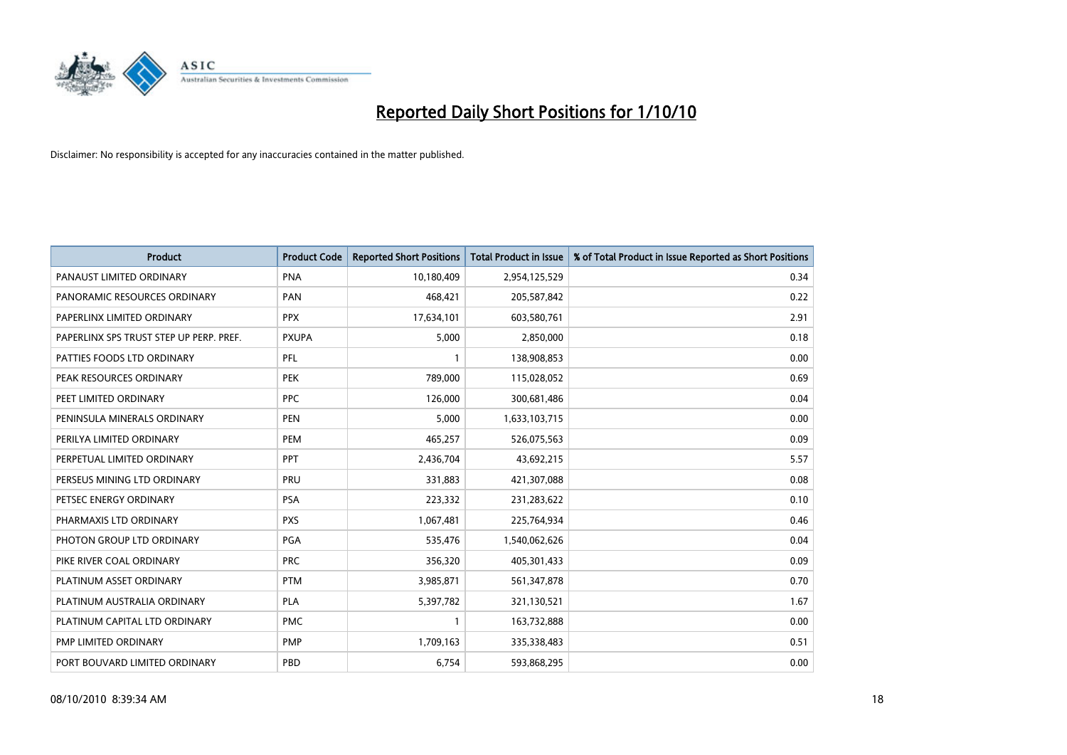# Reported Daily Short Positions for 1/10/10

Disclaimer: No responsibility is accepted for any inaccuracies contained in the matter published.

| Product | Product Code | Reported Short Positions | Total Product in Issue | % of Total Product in Issue Reported as Short Positions |
|---|---|---|---|---|
| PANAUST LIMITED ORDINARY | PNA | 10,180,409 | 2,954,125,529 | 0.34 |
| PANORAMIC RESOURCES ORDINARY | PAN | 468,421 | 205,587,842 | 0.22 |
| PAPERLINX LIMITED ORDINARY | PPX | 17,634,101 | 603,580,761 | 2.91 |
| PAPERLINX SPS TRUST STEP UP PERP. PREF. | PXUPA | 5,000 | 2,850,000 | 0.18 |
| PATTIES FOODS LTD ORDINARY | PFL | 1 | 138,908,853 | 0.00 |
| PEAK RESOURCES ORDINARY | PEK | 789,000 | 115,028,052 | 0.69 |
| PEET LIMITED ORDINARY | PPC | 126,000 | 300,681,486 | 0.04 |
| PENINSULA MINERALS ORDINARY | PEN | 5,000 | 1,633,103,715 | 0.00 |
| PERILYA LIMITED ORDINARY | PEM | 465,257 | 526,075,563 | 0.09 |
| PERPETUAL LIMITED ORDINARY | PPT | 2,436,704 | 43,692,215 | 5.57 |
| PERSEUS MINING LTD ORDINARY | PRU | 331,883 | 421,307,088 | 0.08 |
| PETSEC ENERGY ORDINARY | PSA | 223,332 | 231,283,622 | 0.10 |
| PHARMAXIS LTD ORDINARY | PXS | 1,067,481 | 225,764,934 | 0.46 |
| PHOTON GROUP LTD ORDINARY | PGA | 535,476 | 1,540,062,626 | 0.04 |
| PIKE RIVER COAL ORDINARY | PRC | 356,320 | 405,301,433 | 0.09 |
| PLATINUM ASSET ORDINARY | PTM | 3,985,871 | 561,347,878 | 0.70 |
| PLATINUM AUSTRALIA ORDINARY | PLA | 5,397,782 | 321,130,521 | 1.67 |
| PLATINUM CAPITAL LTD ORDINARY | PMC | 1 | 163,732,888 | 0.00 |
| PMP LIMITED ORDINARY | PMP | 1,709,163 | 335,338,483 | 0.51 |
| PORT BOUVARD LIMITED ORDINARY | PBD | 6,754 | 593,868,295 | 0.00 |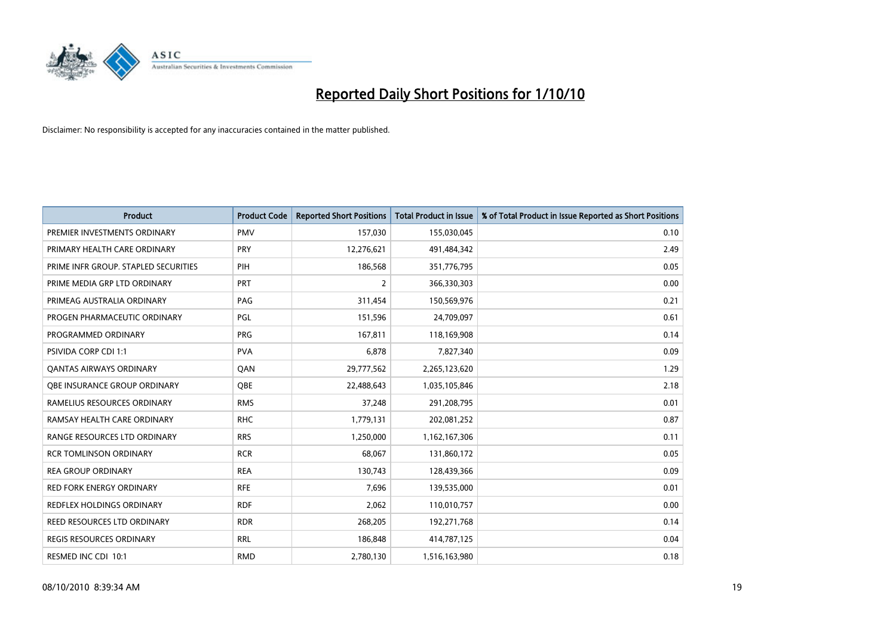# Reported Daily Short Positions for 1/10/10

Disclaimer: No responsibility is accepted for any inaccuracies contained in the matter published.

| Product | Product Code | Reported Short Positions | Total Product in Issue | % of Total Product in Issue Reported as Short Positions |
|---|---|---|---|---|
| PREMIER INVESTMENTS ORDINARY | PMV | 157,030 | 155,030,045 | 0.10 |
| PRIMARY HEALTH CARE ORDINARY | PRY | 12,276,621 | 491,484,342 | 2.49 |
| PRIME INFR GROUP. STAPLED SECURITIES | PIH | 186,568 | 351,776,795 | 0.05 |
| PRIME MEDIA GRP LTD ORDINARY | PRT | 2 | 366,330,303 | 0.00 |
| PRIMEAG AUSTRALIA ORDINARY | PAG | 311,454 | 150,569,976 | 0.21 |
| PROGEN PHARMACEUTIC ORDINARY | PGL | 151,596 | 24,709,097 | 0.61 |
| PROGRAMMED ORDINARY | PRG | 167,811 | 118,169,908 | 0.14 |
| PSIVIDA CORP CDI 1:1 | PVA | 6,878 | 7,827,340 | 0.09 |
| QANTAS AIRWAYS ORDINARY | QAN | 29,777,562 | 2,265,123,620 | 1.29 |
| QBE INSURANCE GROUP ORDINARY | QBE | 22,488,643 | 1,035,105,846 | 2.18 |
| RAMELIUS RESOURCES ORDINARY | RMS | 37,248 | 291,208,795 | 0.01 |
| RAMSAY HEALTH CARE ORDINARY | RHC | 1,779,131 | 202,081,252 | 0.87 |
| RANGE RESOURCES LTD ORDINARY | RRS | 1,250,000 | 1,162,167,306 | 0.11 |
| RCR TOMLINSON ORDINARY | RCR | 68,067 | 131,860,172 | 0.05 |
| REA GROUP ORDINARY | REA | 130,743 | 128,439,366 | 0.09 |
| RED FORK ENERGY ORDINARY | RFE | 7,696 | 139,535,000 | 0.01 |
| REDFLEX HOLDINGS ORDINARY | RDF | 2,062 | 110,010,757 | 0.00 |
| REED RESOURCES LTD ORDINARY | RDR | 268,205 | 192,271,768 | 0.14 |
| REGIS RESOURCES ORDINARY | RRL | 186,848 | 414,787,125 | 0.04 |
| RESMED INC CDI 10:1 | RMD | 2,780,130 | 1,516,163,980 | 0.18 |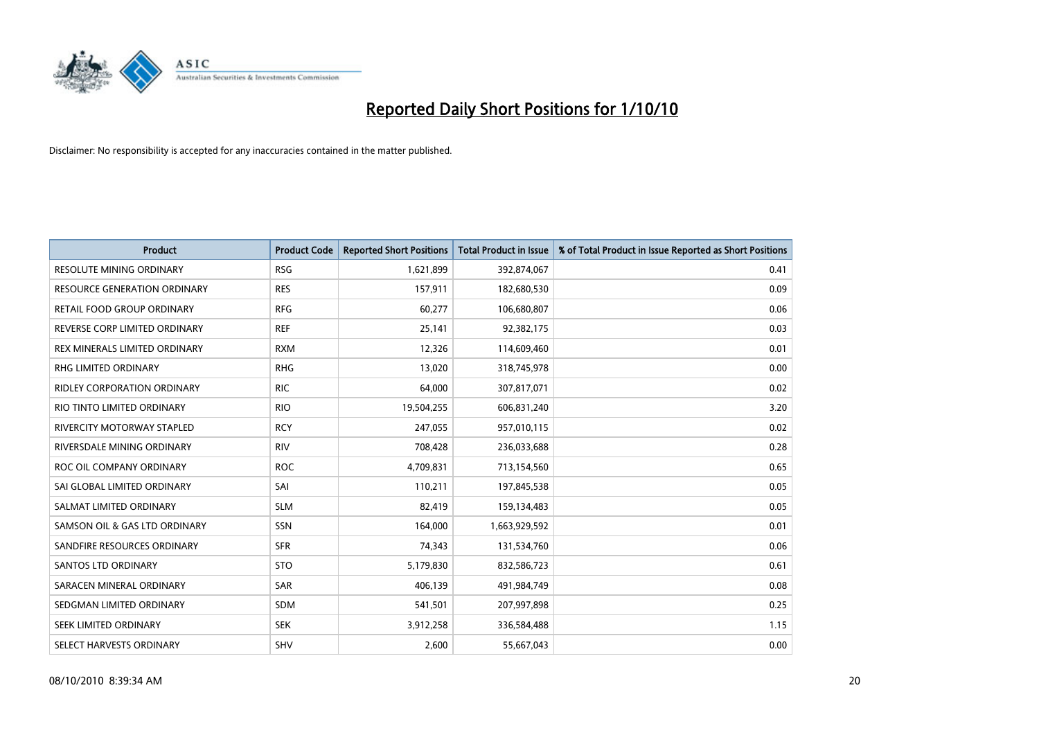# Reported Daily Short Positions for 1/10/10

Disclaimer: No responsibility is accepted for any inaccuracies contained in the matter published.

| Product | Product Code | Reported Short Positions | Total Product in Issue | % of Total Product in Issue Reported as Short Positions |
|---|---|---|---|---|
| RESOLUTE MINING ORDINARY | RSG | 1,621,899 | 392,874,067 | 0.41 |
| RESOURCE GENERATION ORDINARY | RES | 157,911 | 182,680,530 | 0.09 |
| RETAIL FOOD GROUP ORDINARY | RFG | 60,277 | 106,680,807 | 0.06 |
| REVERSE CORP LIMITED ORDINARY | REF | 25,141 | 92,382,175 | 0.03 |
| REX MINERALS LIMITED ORDINARY | RXM | 12,326 | 114,609,460 | 0.01 |
| RHG LIMITED ORDINARY | RHG | 13,020 | 318,745,978 | 0.00 |
| RIDLEY CORPORATION ORDINARY | RIC | 64,000 | 307,817,071 | 0.02 |
| RIO TINTO LIMITED ORDINARY | RIO | 19,504,255 | 606,831,240 | 3.20 |
| RIVERCITY MOTORWAY STAPLED | RCY | 247,055 | 957,010,115 | 0.02 |
| RIVERSDALE MINING ORDINARY | RIV | 708,428 | 236,033,688 | 0.28 |
| ROC OIL COMPANY ORDINARY | ROC | 4,709,831 | 713,154,560 | 0.65 |
| SAI GLOBAL LIMITED ORDINARY | SAI | 110,211 | 197,845,538 | 0.05 |
| SALMAT LIMITED ORDINARY | SLM | 82,419 | 159,134,483 | 0.05 |
| SAMSON OIL & GAS LTD ORDINARY | SSN | 164,000 | 1,663,929,592 | 0.01 |
| SANDFIRE RESOURCES ORDINARY | SFR | 74,343 | 131,534,760 | 0.06 |
| SANTOS LTD ORDINARY | STO | 5,179,830 | 832,586,723 | 0.61 |
| SARACEN MINERAL ORDINARY | SAR | 406,139 | 491,984,749 | 0.08 |
| SEDGMAN LIMITED ORDINARY | SDM | 541,501 | 207,997,898 | 0.25 |
| SEEK LIMITED ORDINARY | SEK | 3,912,258 | 336,584,488 | 1.15 |
| SELECT HARVESTS ORDINARY | SHV | 2,600 | 55,667,043 | 0.00 |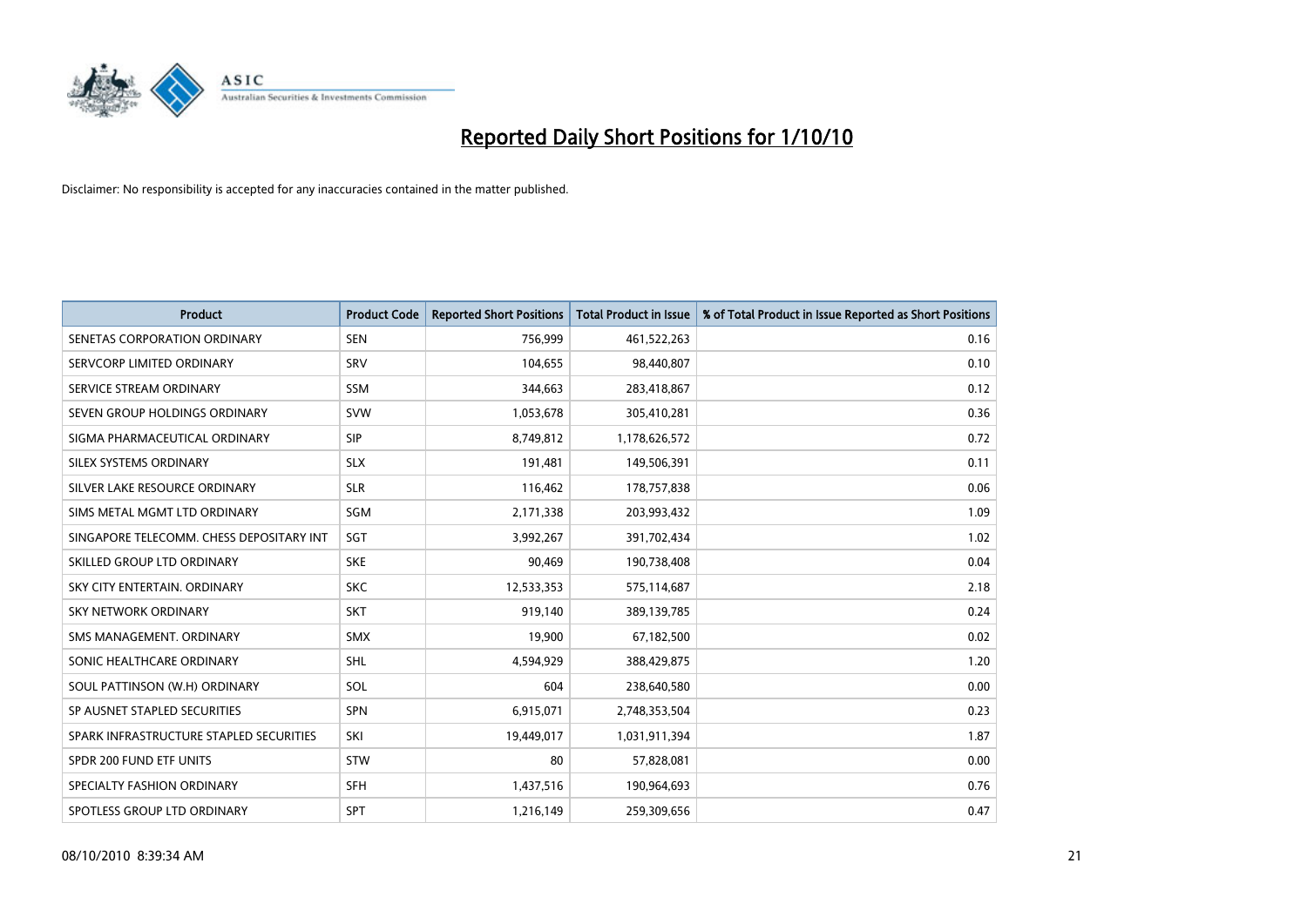# Reported Daily Short Positions for 1/10/10

Disclaimer: No responsibility is accepted for any inaccuracies contained in the matter published.

| Product | Product Code | Reported Short Positions | Total Product in Issue | % of Total Product in Issue Reported as Short Positions |
|---|---|---|---|---|
| SENETAS CORPORATION ORDINARY | SEN | 756,999 | 461,522,263 | 0.16 |
| SERVCORP LIMITED ORDINARY | SRV | 104,655 | 98,440,807 | 0.10 |
| SERVICE STREAM ORDINARY | SSM | 344,663 | 283,418,867 | 0.12 |
| SEVEN GROUP HOLDINGS ORDINARY | SVW | 1,053,678 | 305,410,281 | 0.36 |
| SIGMA PHARMACEUTICAL ORDINARY | SIP | 8,749,812 | 1,178,626,572 | 0.72 |
| SILEX SYSTEMS ORDINARY | SLX | 191,481 | 149,506,391 | 0.11 |
| SILVER LAKE RESOURCE ORDINARY | SLR | 116,462 | 178,757,838 | 0.06 |
| SIMS METAL MGMT LTD ORDINARY | SGM | 2,171,338 | 203,993,432 | 1.09 |
| SINGAPORE TELECOMM. CHESS DEPOSITARY INT | SGT | 3,992,267 | 391,702,434 | 1.02 |
| SKILLED GROUP LTD ORDINARY | SKE | 90,469 | 190,738,408 | 0.04 |
| SKY CITY ENTERTAIN. ORDINARY | SKC | 12,533,353 | 575,114,687 | 2.18 |
| SKY NETWORK ORDINARY | SKT | 919,140 | 389,139,785 | 0.24 |
| SMS MANAGEMENT. ORDINARY | SMX | 19,900 | 67,182,500 | 0.02 |
| SONIC HEALTHCARE ORDINARY | SHL | 4,594,929 | 388,429,875 | 1.20 |
| SOUL PATTINSON (W.H) ORDINARY | SOL | 604 | 238,640,580 | 0.00 |
| SP AUSNET STAPLED SECURITIES | SPN | 6,915,071 | 2,748,353,504 | 0.23 |
| SPARK INFRASTRUCTURE STAPLED SECURITIES | SKI | 19,449,017 | 1,031,911,394 | 1.87 |
| SPDR 200 FUND ETF UNITS | STW | 80 | 57,828,081 | 0.00 |
| SPECIALTY FASHION ORDINARY | SFH | 1,437,516 | 190,964,693 | 0.76 |
| SPOTLESS GROUP LTD ORDINARY | SPT | 1,216,149 | 259,309,656 | 0.47 |

08/10/2010 8:39:34 AM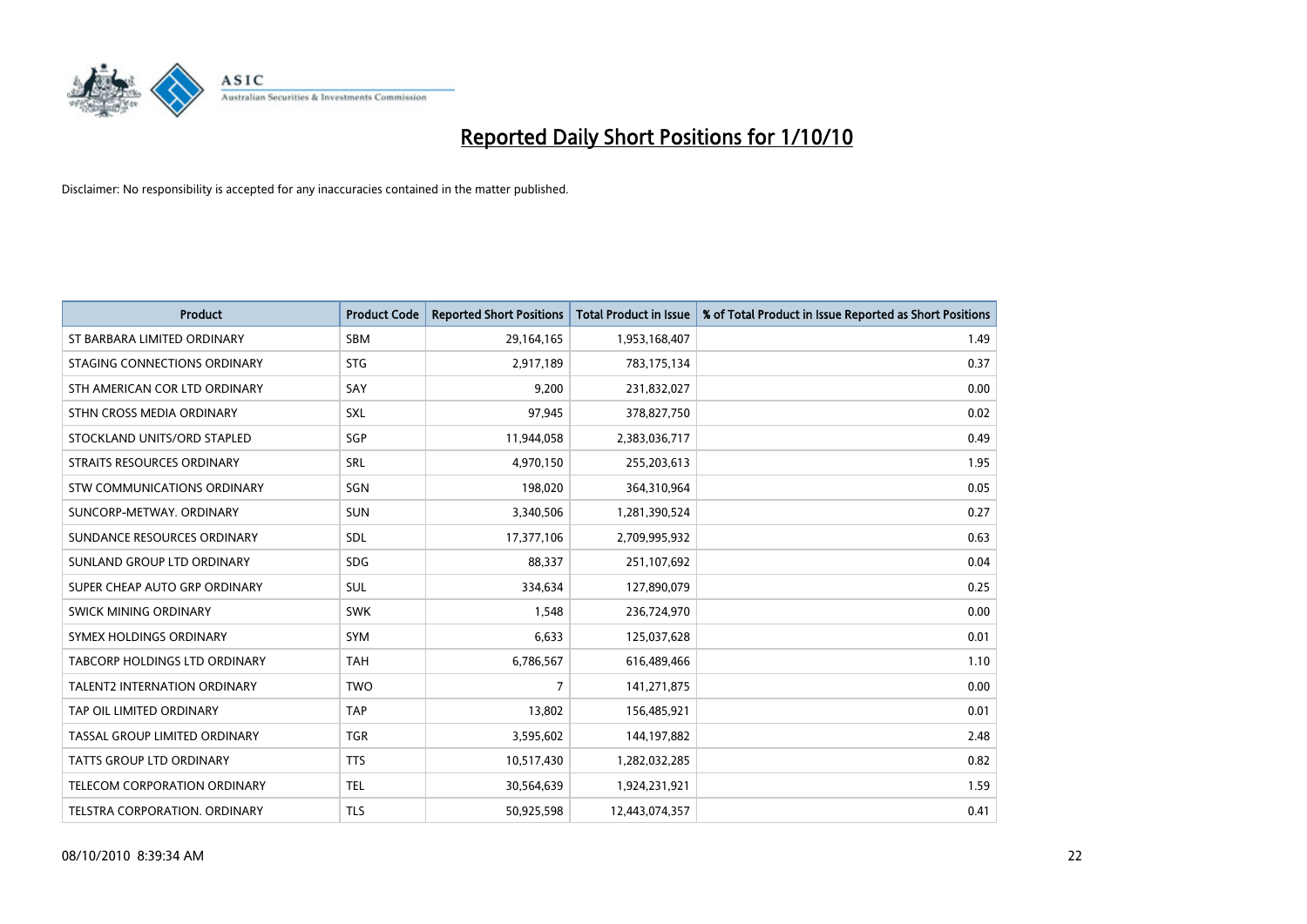# Reported Daily Short Positions for 1/10/10

Disclaimer: No responsibility is accepted for any inaccuracies contained in the matter published.

| Product | Product Code | Reported Short Positions | Total Product in Issue | % of Total Product in Issue Reported as Short Positions |
|---|---|---|---|---|
| ST BARBARA LIMITED ORDINARY | SBM | 29,164,165 | 1,953,168,407 | 1.49 |
| STAGING CONNECTIONS ORDINARY | STG | 2,917,189 | 783,175,134 | 0.37 |
| STH AMERICAN COR LTD ORDINARY | SAY | 9,200 | 231,832,027 | 0.00 |
| STHN CROSS MEDIA ORDINARY | SXL | 97,945 | 378,827,750 | 0.02 |
| STOCKLAND UNITS/ORD STAPLED | SGP | 11,944,058 | 2,383,036,717 | 0.49 |
| STRAITS RESOURCES ORDINARY | SRL | 4,970,150 | 255,203,613 | 1.95 |
| STW COMMUNICATIONS ORDINARY | SGN | 198,020 | 364,310,964 | 0.05 |
| SUNCORP-METWAY. ORDINARY | SUN | 3,340,506 | 1,281,390,524 | 0.27 |
| SUNDANCE RESOURCES ORDINARY | SDL | 17,377,106 | 2,709,995,932 | 0.63 |
| SUNLAND GROUP LTD ORDINARY | SDG | 88,337 | 251,107,692 | 0.04 |
| SUPER CHEAP AUTO GRP ORDINARY | SUL | 334,634 | 127,890,079 | 0.25 |
| SWICK MINING ORDINARY | SWK | 1,548 | 236,724,970 | 0.00 |
| SYMEX HOLDINGS ORDINARY | SYM | 6,633 | 125,037,628 | 0.01 |
| TABCORP HOLDINGS LTD ORDINARY | TAH | 6,786,567 | 616,489,466 | 1.10 |
| TALENT2 INTERNATION ORDINARY | TWO | 7 | 141,271,875 | 0.00 |
| TAP OIL LIMITED ORDINARY | TAP | 13,802 | 156,485,921 | 0.01 |
| TASSAL GROUP LIMITED ORDINARY | TGR | 3,595,602 | 144,197,882 | 2.48 |
| TATTS GROUP LTD ORDINARY | TTS | 10,517,430 | 1,282,032,285 | 0.82 |
| TELECOM CORPORATION ORDINARY | TEL | 30,564,639 | 1,924,231,921 | 1.59 |
| TELSTRA CORPORATION. ORDINARY | TLS | 50,925,598 | 12,443,074,357 | 0.41 |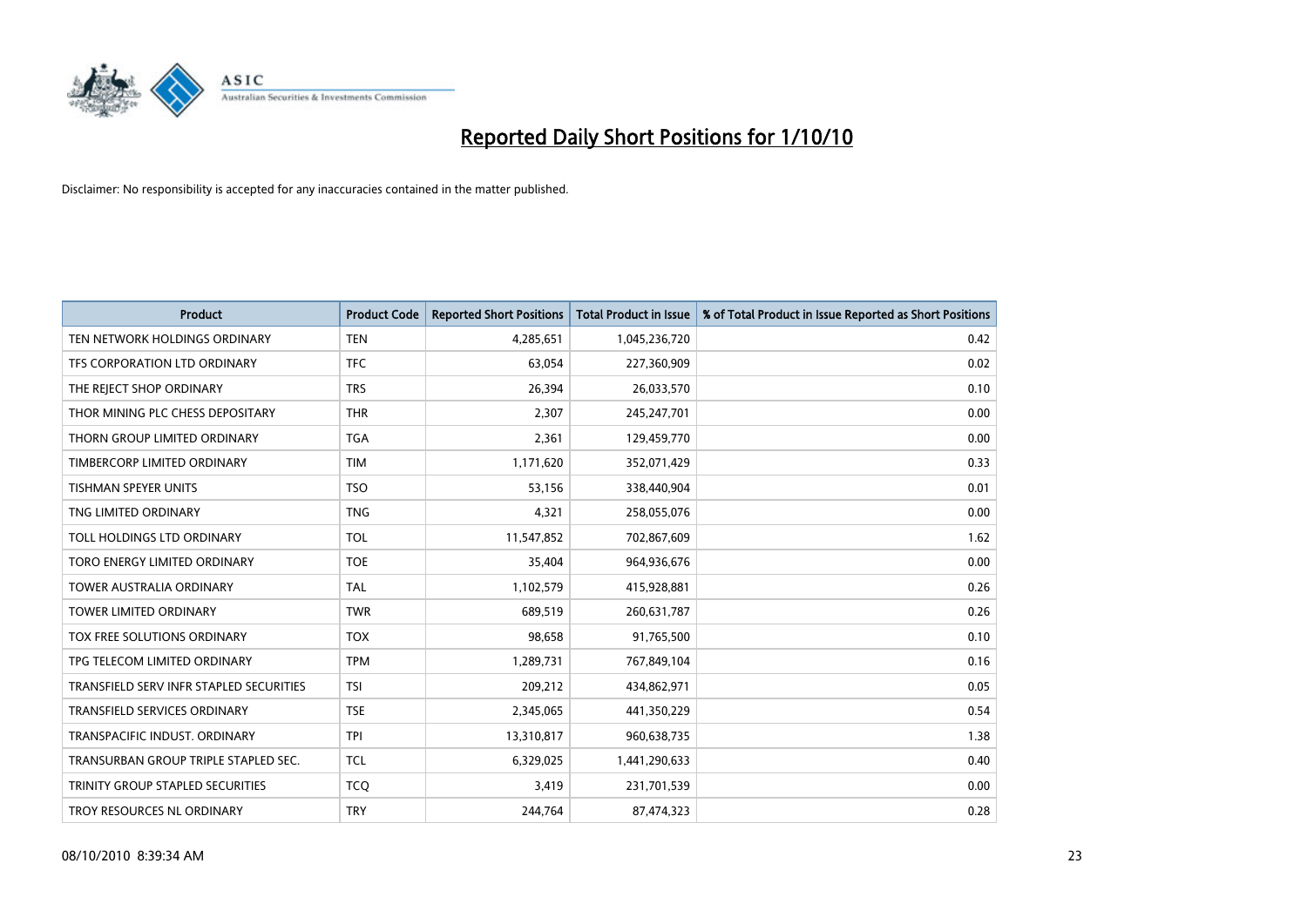# Reported Daily Short Positions for 1/10/10

Disclaimer: No responsibility is accepted for any inaccuracies contained in the matter published.

| Product | Product Code | Reported Short Positions | Total Product in Issue | % of Total Product in Issue Reported as Short Positions |
|---|---|---|---|---|
| TEN NETWORK HOLDINGS ORDINARY | TEN | 4,285,651 | 1,045,236,720 | 0.42 |
| TFS CORPORATION LTD ORDINARY | TFC | 63,054 | 227,360,909 | 0.02 |
| THE REJECT SHOP ORDINARY | TRS | 26,394 | 26,033,570 | 0.10 |
| THOR MINING PLC CHESS DEPOSITARY | THR | 2,307 | 245,247,701 | 0.00 |
| THORN GROUP LIMITED ORDINARY | TGA | 2,361 | 129,459,770 | 0.00 |
| TIMBERCORP LIMITED ORDINARY | TIM | 1,171,620 | 352,071,429 | 0.33 |
| TISHMAN SPEYER UNITS | TSO | 53,156 | 338,440,904 | 0.01 |
| TNG LIMITED ORDINARY | TNG | 4,321 | 258,055,076 | 0.00 |
| TOLL HOLDINGS LTD ORDINARY | TOL | 11,547,852 | 702,867,609 | 1.62 |
| TORO ENERGY LIMITED ORDINARY | TOE | 35,404 | 964,936,676 | 0.00 |
| TOWER AUSTRALIA ORDINARY | TAL | 1,102,579 | 415,928,881 | 0.26 |
| TOWER LIMITED ORDINARY | TWR | 689,519 | 260,631,787 | 0.26 |
| TOX FREE SOLUTIONS ORDINARY | TOX | 98,658 | 91,765,500 | 0.10 |
| TPG TELECOM LIMITED ORDINARY | TPM | 1,289,731 | 767,849,104 | 0.16 |
| TRANSFIELD SERV INFR STAPLED SECURITIES | TSI | 209,212 | 434,862,971 | 0.05 |
| TRANSFIELD SERVICES ORDINARY | TSE | 2,345,065 | 441,350,229 | 0.54 |
| TRANSPACIFIC INDUST. ORDINARY | TPI | 13,310,817 | 960,638,735 | 1.38 |
| TRANSURBAN GROUP TRIPLE STAPLED SEC. | TCL | 6,329,025 | 1,441,290,633 | 0.40 |
| TRINITY GROUP STAPLED SECURITIES | TCQ | 3,419 | 231,701,539 | 0.00 |
| TROY RESOURCES NL ORDINARY | TRY | 244,764 | 87,474,323 | 0.28 |

08/10/2010 8:39:34 AM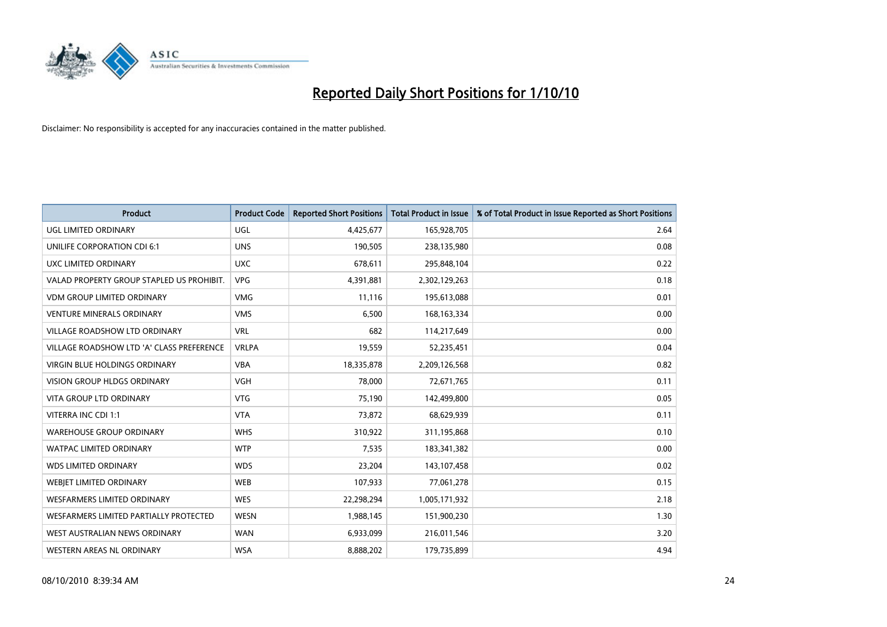# Reported Daily Short Positions for 1/10/10

Disclaimer: No responsibility is accepted for any inaccuracies contained in the matter published.

| Product | Product Code | Reported Short Positions | Total Product in Issue | % of Total Product in Issue Reported as Short Positions |
| --- | --- | --- | --- | --- |
| UGL LIMITED ORDINARY | UGL | 4,425,677 | 165,928,705 | 2.64 |
| UNILIFE CORPORATION CDI 6:1 | UNS | 190,505 | 238,135,980 | 0.08 |
| UXC LIMITED ORDINARY | UXC | 678,611 | 295,848,104 | 0.22 |
| VALAD PROPERTY GROUP STAPLED US PROHIBIT. | VPG | 4,391,881 | 2,302,129,263 | 0.18 |
| VDM GROUP LIMITED ORDINARY | VMG | 11,116 | 195,613,088 | 0.01 |
| VENTURE MINERALS ORDINARY | VMS | 6,500 | 168,163,334 | 0.00 |
| VILLAGE ROADSHOW LTD ORDINARY | VRL | 682 | 114,217,649 | 0.00 |
| VILLAGE ROADSHOW LTD 'A' CLASS PREFERENCE | VRLPA | 19,559 | 52,235,451 | 0.04 |
| VIRGIN BLUE HOLDINGS ORDINARY | VBA | 18,335,878 | 2,209,126,568 | 0.82 |
| VISION GROUP HLDGS ORDINARY | VGH | 78,000 | 72,671,765 | 0.11 |
| VITA GROUP LTD ORDINARY | VTG | 75,190 | 142,499,800 | 0.05 |
| VITERRA INC CDI 1:1 | VTA | 73,872 | 68,629,939 | 0.11 |
| WAREHOUSE GROUP ORDINARY | WHS | 310,922 | 311,195,868 | 0.10 |
| WATPAC LIMITED ORDINARY | WTP | 7,535 | 183,341,382 | 0.00 |
| WDS LIMITED ORDINARY | WDS | 23,204 | 143,107,458 | 0.02 |
| WEBJET LIMITED ORDINARY | WEB | 107,933 | 77,061,278 | 0.15 |
| WESFARMERS LIMITED ORDINARY | WES | 22,298,294 | 1,005,171,932 | 2.18 |
| WESFARMERS LIMITED PARTIALLY PROTECTED | WESN | 1,988,145 | 151,900,230 | 1.30 |
| WEST AUSTRALIAN NEWS ORDINARY | WAN | 6,933,099 | 216,011,546 | 3.20 |
| WESTERN AREAS NL ORDINARY | WSA | 8,888,202 | 179,735,899 | 4.94 |

08/10/2010 8:39:34 AM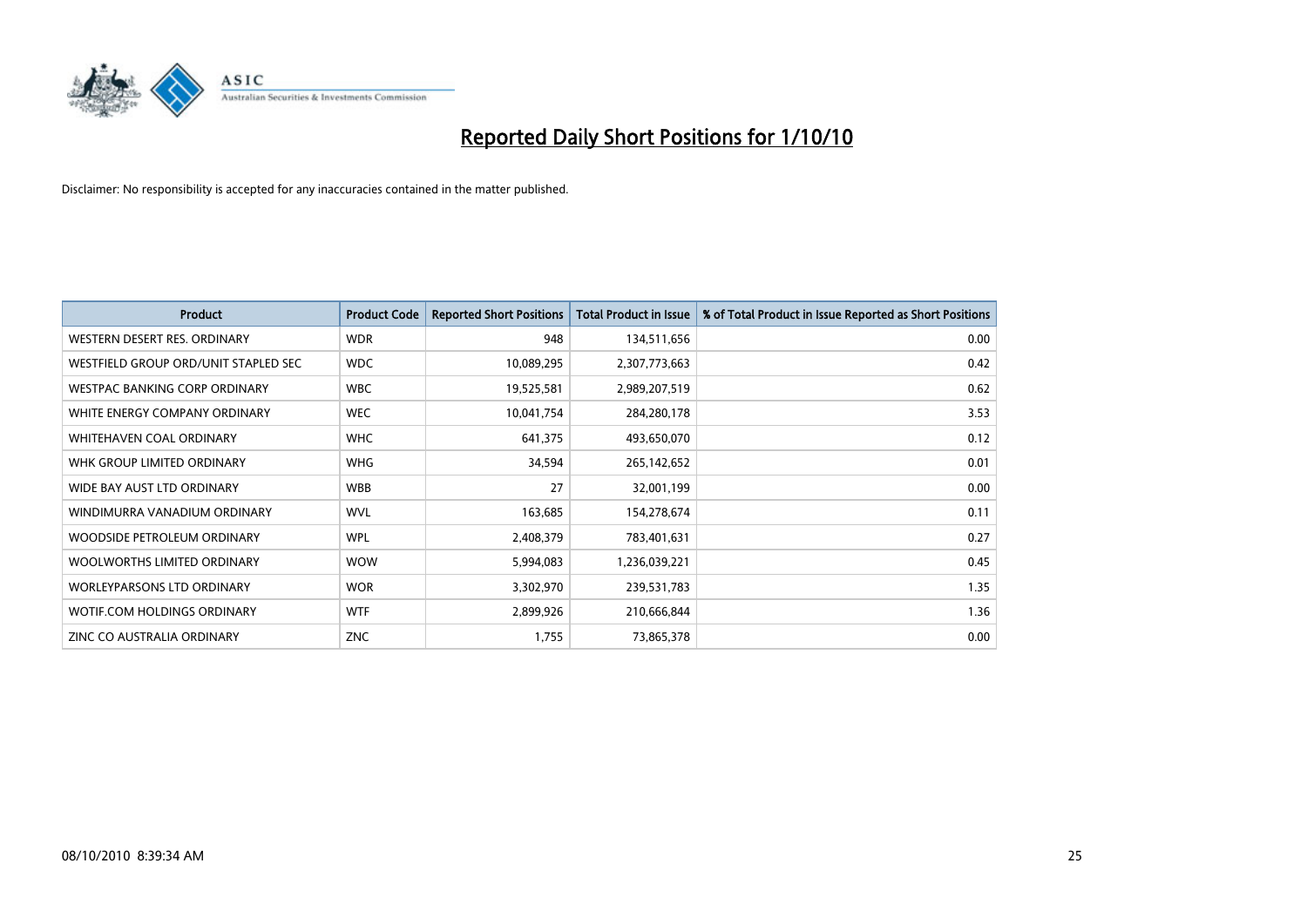# Reported Daily Short Positions for 1/10/10

Disclaimer: No responsibility is accepted for any inaccuracies contained in the matter published.

| Product | Product Code | Reported Short Positions | Total Product in Issue | % of Total Product in Issue Reported as Short Positions |
|---|---|---|---|---|
| WESTERN DESERT RES. ORDINARY | WDR | 948 | 134,511,656 | 0.00 |
| WESTFIELD GROUP ORD/UNIT STAPLED SEC | WDC | 10,089,295 | 2,307,773,663 | 0.42 |
| WESTPAC BANKING CORP ORDINARY | WBC | 19,525,581 | 2,989,207,519 | 0.62 |
| WHITE ENERGY COMPANY ORDINARY | WEC | 10,041,754 | 284,280,178 | 3.53 |
| WHITEHAVEN COAL ORDINARY | WHC | 641,375 | 493,650,070 | 0.12 |
| WHK GROUP LIMITED ORDINARY | WHG | 34,594 | 265,142,652 | 0.01 |
| WIDE BAY AUST LTD ORDINARY | WBB | 27 | 32,001,199 | 0.00 |
| WINDIMURRA VANADIUM ORDINARY | WVL | 163,685 | 154,278,674 | 0.11 |
| WOODSIDE PETROLEUM ORDINARY | WPL | 2,408,379 | 783,401,631 | 0.27 |
| WOOLWORTHS LIMITED ORDINARY | WOW | 5,994,083 | 1,236,039,221 | 0.45 |
| WORLEYPARSONS LTD ORDINARY | WOR | 3,302,970 | 239,531,783 | 1.35 |
| WOTIF.COM HOLDINGS ORDINARY | WTF | 2,899,926 | 210,666,844 | 1.36 |
| ZINC CO AUSTRALIA ORDINARY | ZNC | 1,755 | 73,865,378 | 0.00 |

08/10/2010 8:39:34 AM